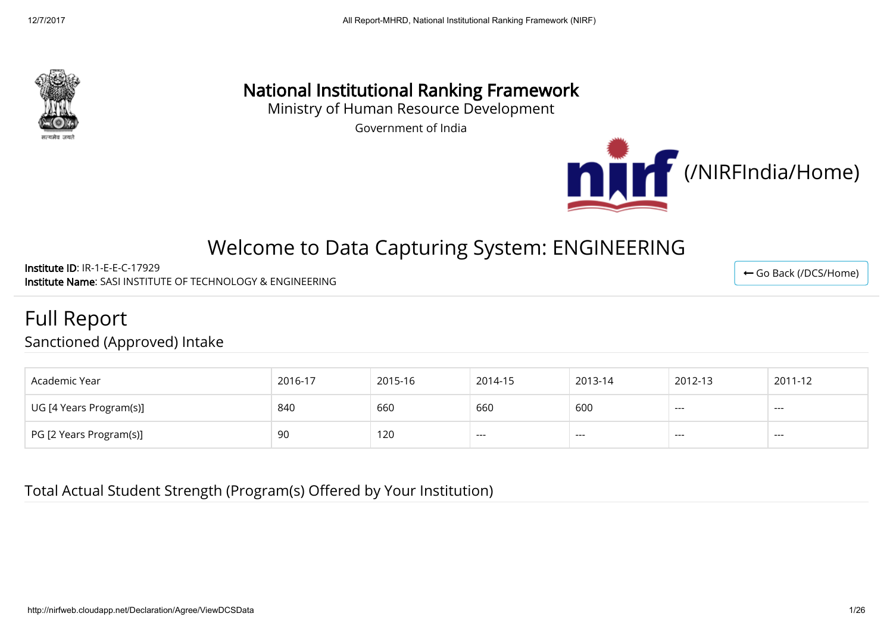# National Institutional Ranking Framework

Ministry of Human Resource Development

Government of India

(/NIRFIndia/Home)

## Welcome to Data Capturing System: ENGINEERING

**Institute ID**: IR-1-E-E-C-17929

**Institute Name**: SASI INSTITUTE OF TECHNOLOGY & ENGINEERING

← Go Back (/DCS/Home)

# Full Report

## Sanctioned (Approved) Intake

| Academic Year | 2016-17 | 2015-16 | 2014-15 | 2013-14 | 2012-13 | 2011-12 |
|---|---|---|---|---|---|---|
| UG [4 Years Program(s)] | 840 | 660 | 660 | 600 | --- | --- |
| PG [2 Years Program(s)] | 90 | 120 | --- | --- | --- | --- |

## Total Actual Student Strength (Program(s) Offered by Your Institution)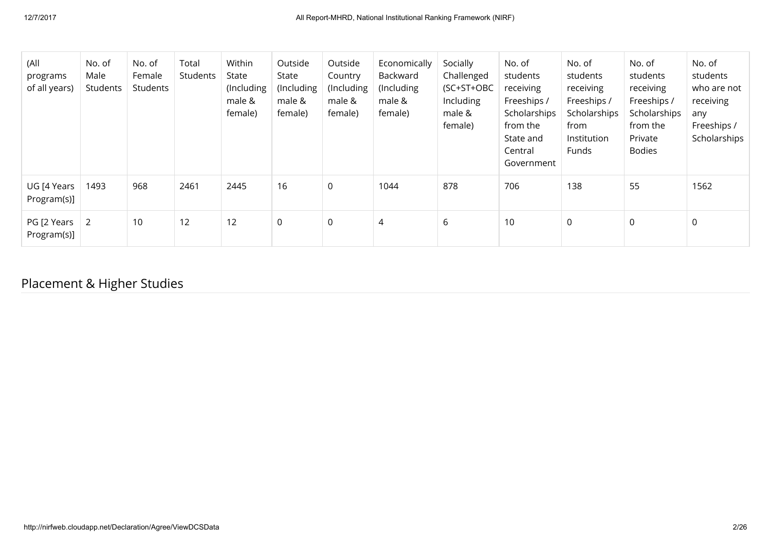| (All programs of all years) | No. of Male Students | No. of Female Students | Total Students | Within State (Including male & female) | Outside State (Including male & female) | Outside Country (Including male & female) | Economically Backward (Including male & female) | Socially Challenged (SC+ST+OBC Including male & female) | No. of students receiving Freeships / Scholarships from the State and Central Government | No. of students receiving Freeships / Scholarships from Institution Funds | No. of students receiving Freeships / Scholarships from the Private Bodies | No. of students who are not receiving any Freeships / Scholarships |
|---|---|---|---|---|---|---|---|---|---|---|---|---|
| UG [4 Years Program(s)] | 1493 | 968 | 2461 | 2445 | 16 | 0 | 1044 | 878 | 706 | 138 | 55 | 1562 |
| PG [2 Years Program(s)] | 2 | 10 | 12 | 12 | 0 | 0 | 4 | 6 | 10 | 0 | 0 | 0 |

## Placement & Higher Studies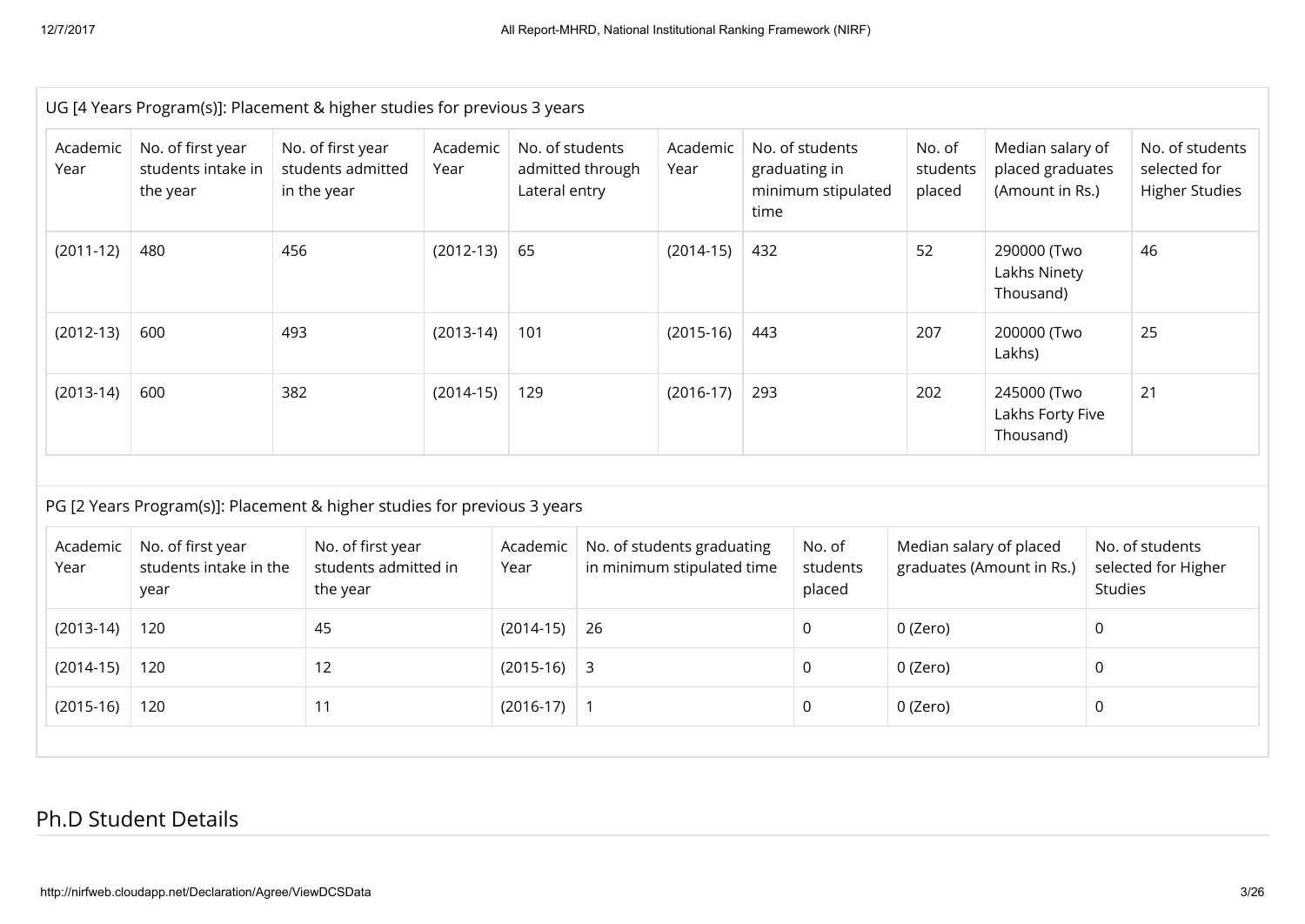UG [4 Years Program(s)]: Placement & higher studies for previous 3 years

| Academic Year | No. of first year students intake in the year | No. of first year students admitted in the year | Academic Year | No. of students admitted through Lateral entry | Academic Year | No. of students graduating in minimum stipulated time | No. of students placed | Median salary of placed graduates (Amount in Rs.) | No. of students selected for Higher Studies |
|---|---|---|---|---|---|---|---|---|---|
| (2011-12) | 480 | 456 | (2012-13) | 65 | (2014-15) | 432 | 52 | 290000 (Two Lakhs Ninety Thousand) | 46 |
| (2012-13) | 600 | 493 | (2013-14) | 101 | (2015-16) | 443 | 207 | 200000 (Two Lakhs) | 25 |
| (2013-14) | 600 | 382 | (2014-15) | 129 | (2016-17) | 293 | 202 | 245000 (Two Lakhs Forty Five Thousand) | 21 |

PG [2 Years Program(s)]: Placement & higher studies for previous 3 years

| Academic Year | No. of first year students intake in the year | No. of first year students admitted in the year | Academic Year | No. of students graduating in minimum stipulated time | No. of students placed | Median salary of placed graduates (Amount in Rs.) | No. of students selected for Higher Studies |
|---|---|---|---|---|---|---|---|
| (2013-14) | 120 | 45 | (2014-15) | 26 | 0 | 0 (Zero) | 0 |
| (2014-15) | 120 | 12 | (2015-16) | 3 | 0 | 0 (Zero) | 0 |
| (2015-16) | 120 | 11 | (2016-17) | 1 | 0 | 0 (Zero) | 0 |

## Ph.D Student Details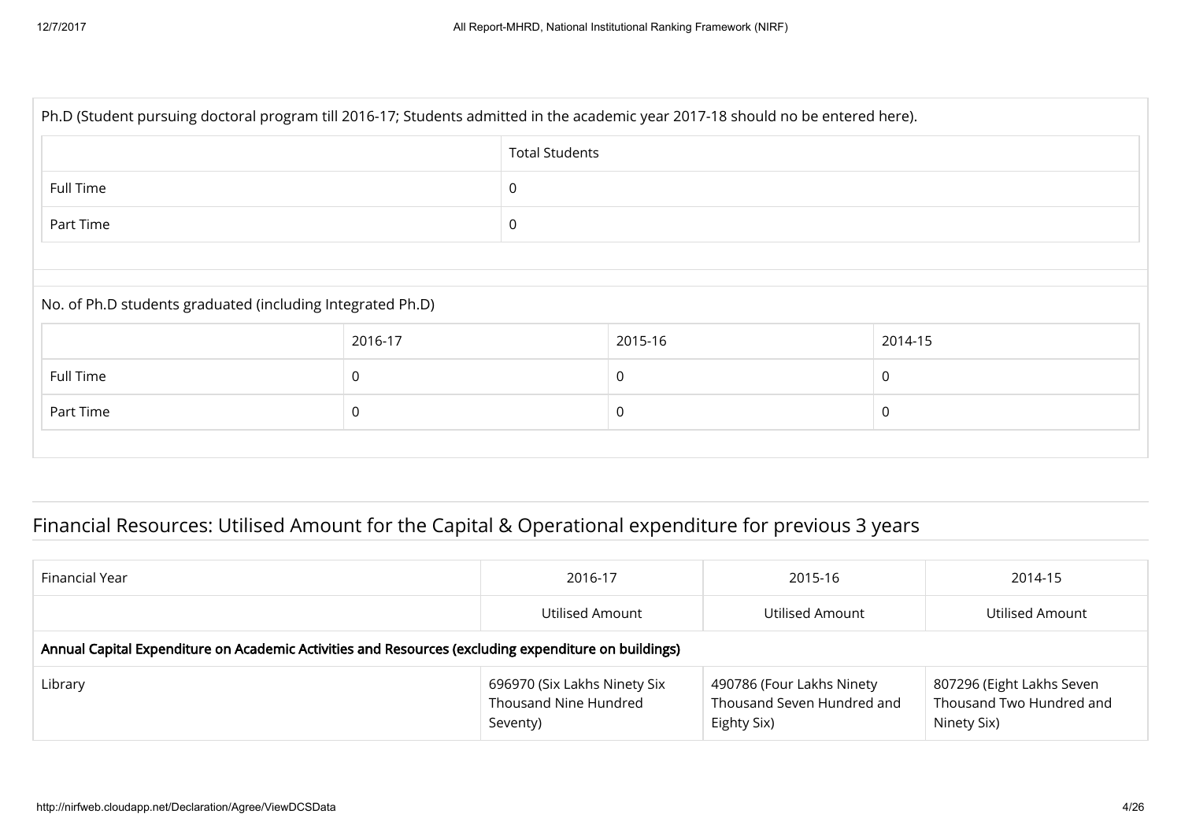Ph.D (Student pursuing doctoral program till 2016-17; Students admitted in the academic year 2017-18 should no be entered here).

| | Total Students |
|---|---|
| Full Time | 0 |
| Part Time | 0 |

No. of Ph.D students graduated (including Integrated Ph.D)

| | 2016-17 | 2015-16 | 2014-15 |
|---|---|---|---|
| Full Time | 0 | 0 | 0 |
| Part Time | 0 | 0 | 0 |

## Financial Resources: Utilised Amount for the Capital & Operational expenditure for previous 3 years

| Financial Year | 2016-17 | 2015-16 | 2014-15 |
|---|---|---|---|
| | Utilised Amount | Utilised Amount | Utilised Amount |
| **Annual Capital Expenditure on Academic Activities and Resources (excluding expenditure on buildings)** | | | |
| Library | 696970 (Six Lakhs Ninety Six Thousand Nine Hundred Seventy) | 490786 (Four Lakhs Ninety Thousand Seven Hundred and Eighty Six) | 807296 (Eight Lakhs Seven Thousand Two Hundred and Ninety Six) |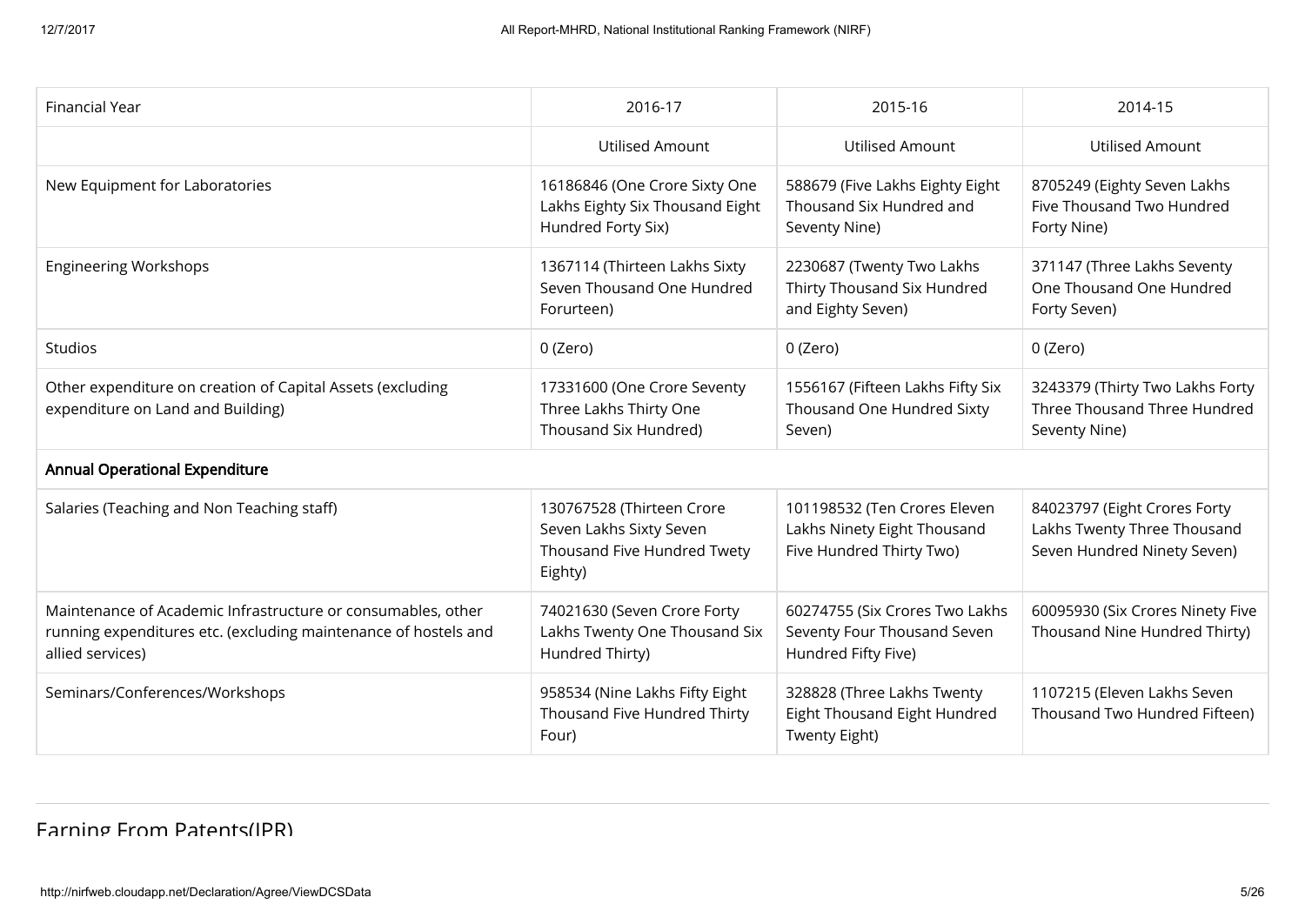| Financial Year | 2016-17 | 2015-16 | 2014-15 |
|---|---|---|---|
| | Utilised Amount | Utilised Amount | Utilised Amount |
| New Equipment for Laboratories | 16186846 (One Crore Sixty One Lakhs Eighty Six Thousand Eight Hundred Forty Six) | 588679 (Five Lakhs Eighty Eight Thousand Six Hundred and Seventy Nine) | 8705249 (Eighty Seven Lakhs Five Thousand Two Hundred Forty Nine) |
| Engineering Workshops | 1367114 (Thirteen Lakhs Sixty Seven Thousand One Hundred Forurteen) | 2230687 (Twenty Two Lakhs Thirty Thousand Six Hundred and Eighty Seven) | 371147 (Three Lakhs Seventy One Thousand One Hundred Forty Seven) |
| Studios | 0 (Zero) | 0 (Zero) | 0 (Zero) |
| Other expenditure on creation of Capital Assets (excluding expenditure on Land and Building) | 17331600 (One Crore Seventy Three Lakhs Thirty One Thousand Six Hundred) | 1556167 (Fifteen Lakhs Fifty Six Thousand One Hundred Sixty Seven) | 3243379 (Thirty Two Lakhs Forty Three Thousand Three Hundred Seventy Nine) |
| **Annual Operational Expenditure** | | | |
| Salaries (Teaching and Non Teaching staff) | 130767528 (Thirteen Crore Seven Lakhs Sixty Seven Thousand Five Hundred Twety Eighty) | 101198532 (Ten Crores Eleven Lakhs Ninety Eight Thousand Five Hundred Thirty Two) | 84023797 (Eight Crores Forty Lakhs Twenty Three Thousand Seven Hundred Ninety Seven) |
| Maintenance of Academic Infrastructure or consumables, other running expenditures etc. (excluding maintenance of hostels and allied services) | 74021630 (Seven Crore Forty Lakhs Twenty One Thousand Six Hundred Thirty) | 60274755 (Six Crores Two Lakhs Seventy Four Thousand Seven Hundred Fifty Five) | 60095930 (Six Crores Ninety Five Thousand Nine Hundred Thirty) |
| Seminars/Conferences/Workshops | 958534 (Nine Lakhs Fifty Eight Thousand Five Hundred Thirty Four) | 328828 (Three Lakhs Twenty Eight Thousand Eight Hundred Twenty Eight) | 1107215 (Eleven Lakhs Seven Thousand Two Hundred Fifteen) |

## Earning From Patents(IPR)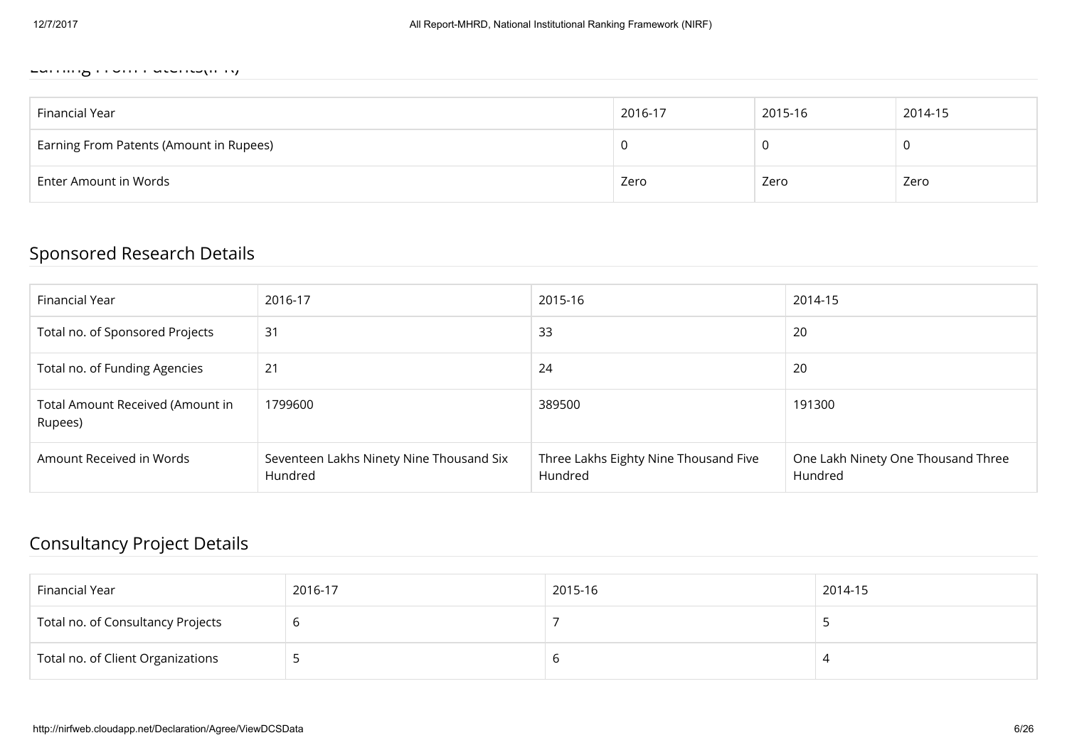## Earning From Patents(IPR)

| Financial Year | 2016-17 | 2015-16 | 2014-15 |
|---|---|---|---|
| Earning From Patents (Amount in Rupees) | 0 | 0 | 0 |
| Enter Amount in Words | Zero | Zero | Zero |

## Sponsored Research Details

| Financial Year | 2016-17 | 2015-16 | 2014-15 |
|---|---|---|---|
| Total no. of Sponsored Projects | 31 | 33 | 20 |
| Total no. of Funding Agencies | 21 | 24 | 20 |
| Total Amount Received (Amount in Rupees) | 1799600 | 389500 | 191300 |
| Amount Received in Words | Seventeen Lakhs Ninety Nine Thousand Six Hundred | Three Lakhs Eighty Nine Thousand Five Hundred | One Lakh Ninety One Thousand Three Hundred |

## Consultancy Project Details

| Financial Year | 2016-17 | 2015-16 | 2014-15 |
|---|---|---|---|
| Total no. of Consultancy Projects | 6 | 7 | 5 |
| Total no. of Client Organizations | 5 | 6 | 4 |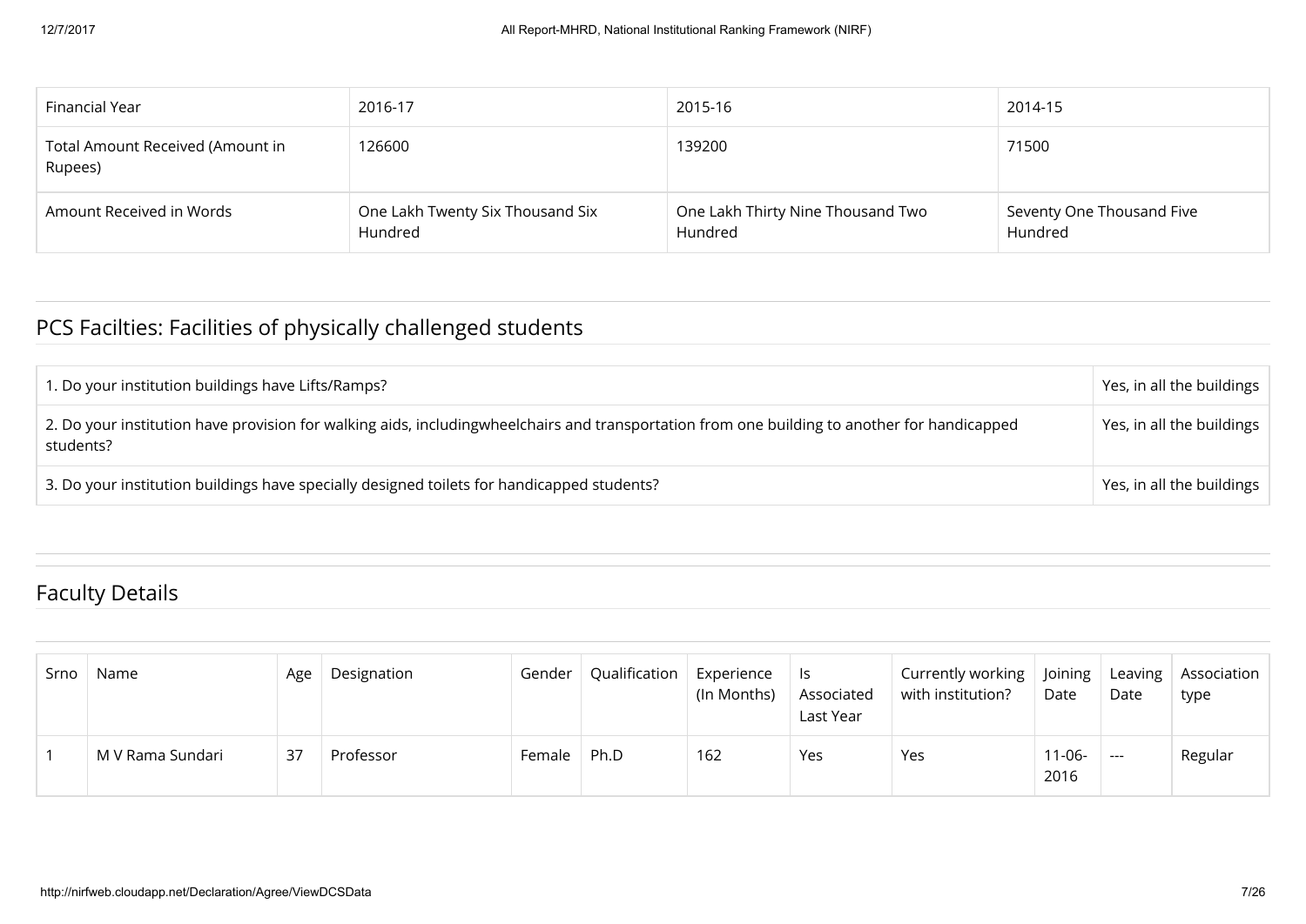| Financial Year | 2016-17 | 2015-16 | 2014-15 |
|---|---|---|---|
| Total Amount Received (Amount in Rupees) | 126600 | 139200 | 71500 |
| Amount Received in Words | One Lakh Twenty Six Thousand Six Hundred | One Lakh Thirty Nine Thousand Two Hundred | Seventy One Thousand Five Hundred |

## PCS Facilties: Facilities of physically challenged students

| | |
|---|---|
| 1. Do your institution buildings have Lifts/Ramps? | Yes, in all the buildings |
| 2. Do your institution have provision for walking aids, includingwheelchairs and transportation from one building to another for handicapped students? | Yes, in all the buildings |
| 3. Do your institution buildings have specially designed toilets for handicapped students? | Yes, in all the buildings |

## Faculty Details

| Srno | Name | Age | Designation | Gender | Qualification | Experience (In Months) | Is Associated Last Year | Currently working with institution? | Joining Date | Leaving Date | Association type |
|---|---|---|---|---|---|---|---|---|---|---|---|
| 1 | M V Rama Sundari | 37 | Professor | Female | Ph.D | 162 | Yes | Yes | 11-06-2016 | --- | Regular |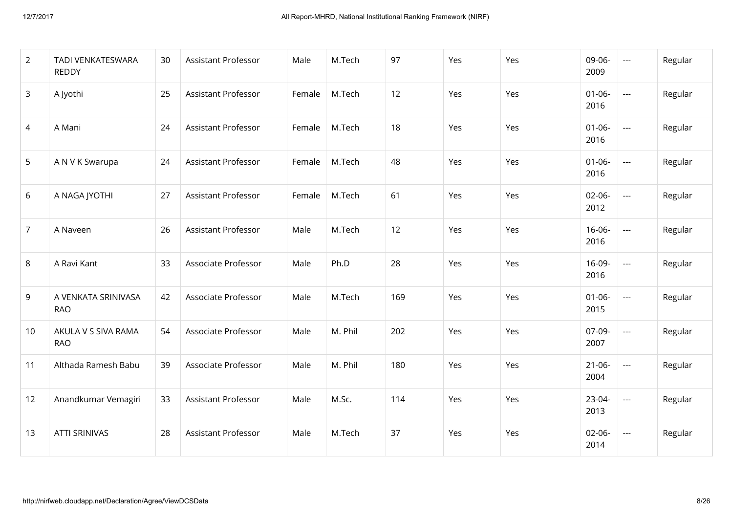| | | | | | | | | | | | |
|---|---|---|---|---|---|---|---|---|---|---|---|
| 2 | TADI VENKATESWARA REDDY | 30 | Assistant Professor | Male | M.Tech | 97 | Yes | Yes | 09-06-2009 | --- | Regular |
| 3 | A Jyothi | 25 | Assistant Professor | Female | M.Tech | 12 | Yes | Yes | 01-06-2016 | --- | Regular |
| 4 | A Mani | 24 | Assistant Professor | Female | M.Tech | 18 | Yes | Yes | 01-06-2016 | --- | Regular |
| 5 | A N V K Swarupa | 24 | Assistant Professor | Female | M.Tech | 48 | Yes | Yes | 01-06-2016 | --- | Regular |
| 6 | A NAGA JYOTHI | 27 | Assistant Professor | Female | M.Tech | 61 | Yes | Yes | 02-06-2012 | --- | Regular |
| 7 | A Naveen | 26 | Assistant Professor | Male | M.Tech | 12 | Yes | Yes | 16-06-2016 | --- | Regular |
| 8 | A Ravi Kant | 33 | Associate Professor | Male | Ph.D | 28 | Yes | Yes | 16-09-2016 | --- | Regular |
| 9 | A VENKATA SRINIVASA RAO | 42 | Associate Professor | Male | M.Tech | 169 | Yes | Yes | 01-06-2015 | --- | Regular |
| 10 | AKULA V S SIVA RAMA RAO | 54 | Associate Professor | Male | M. Phil | 202 | Yes | Yes | 07-09-2007 | --- | Regular |
| 11 | Althada Ramesh Babu | 39 | Associate Professor | Male | M. Phil | 180 | Yes | Yes | 21-06-2004 | --- | Regular |
| 12 | Anandkumar Vemagiri | 33 | Assistant Professor | Male | M.Sc. | 114 | Yes | Yes | 23-04-2013 | --- | Regular |
| 13 | ATTI SRINIVAS | 28 | Assistant Professor | Male | M.Tech | 37 | Yes | Yes | 02-06-2014 | --- | Regular |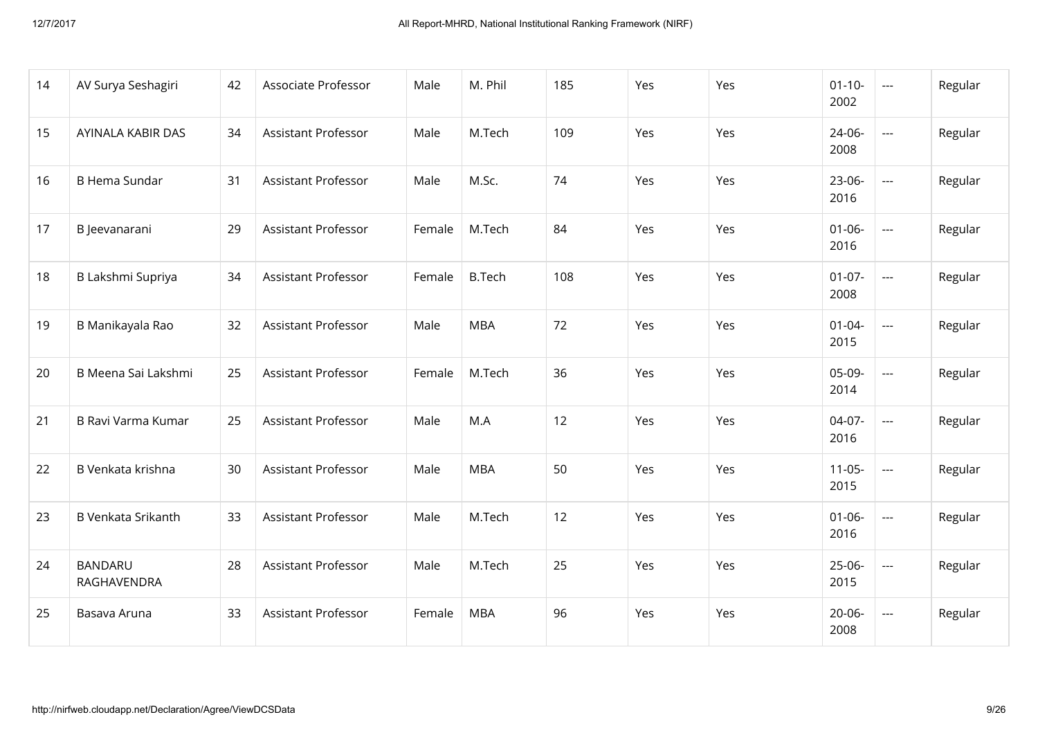| | | | | | | | | | | | |
|---|---|---|---|---|---|---|---|---|---|---|---|
| 14 | AV Surya Seshagiri | 42 | Associate Professor | Male | M. Phil | 185 | Yes | Yes | 01-10-2002 | --- | Regular |
| 15 | AYINALA KABIR DAS | 34 | Assistant Professor | Male | M.Tech | 109 | Yes | Yes | 24-06-2008 | --- | Regular |
| 16 | B Hema Sundar | 31 | Assistant Professor | Male | M.Sc. | 74 | Yes | Yes | 23-06-2016 | --- | Regular |
| 17 | B Jeevanarani | 29 | Assistant Professor | Female | M.Tech | 84 | Yes | Yes | 01-06-2016 | --- | Regular |
| 18 | B Lakshmi Supriya | 34 | Assistant Professor | Female | B.Tech | 108 | Yes | Yes | 01-07-2008 | --- | Regular |
| 19 | B Manikayala Rao | 32 | Assistant Professor | Male | MBA | 72 | Yes | Yes | 01-04-2015 | --- | Regular |
| 20 | B Meena Sai Lakshmi | 25 | Assistant Professor | Female | M.Tech | 36 | Yes | Yes | 05-09-2014 | --- | Regular |
| 21 | B Ravi Varma Kumar | 25 | Assistant Professor | Male | M.A | 12 | Yes | Yes | 04-07-2016 | --- | Regular |
| 22 | B Venkata krishna | 30 | Assistant Professor | Male | MBA | 50 | Yes | Yes | 11-05-2015 | --- | Regular |
| 23 | B Venkata Srikanth | 33 | Assistant Professor | Male | M.Tech | 12 | Yes | Yes | 01-06-2016 | --- | Regular |
| 24 | BANDARU RAGHAVENDRA | 28 | Assistant Professor | Male | M.Tech | 25 | Yes | Yes | 25-06-2015 | --- | Regular |
| 25 | Basava Aruna | 33 | Assistant Professor | Female | MBA | 96 | Yes | Yes | 20-06-2008 | --- | Regular |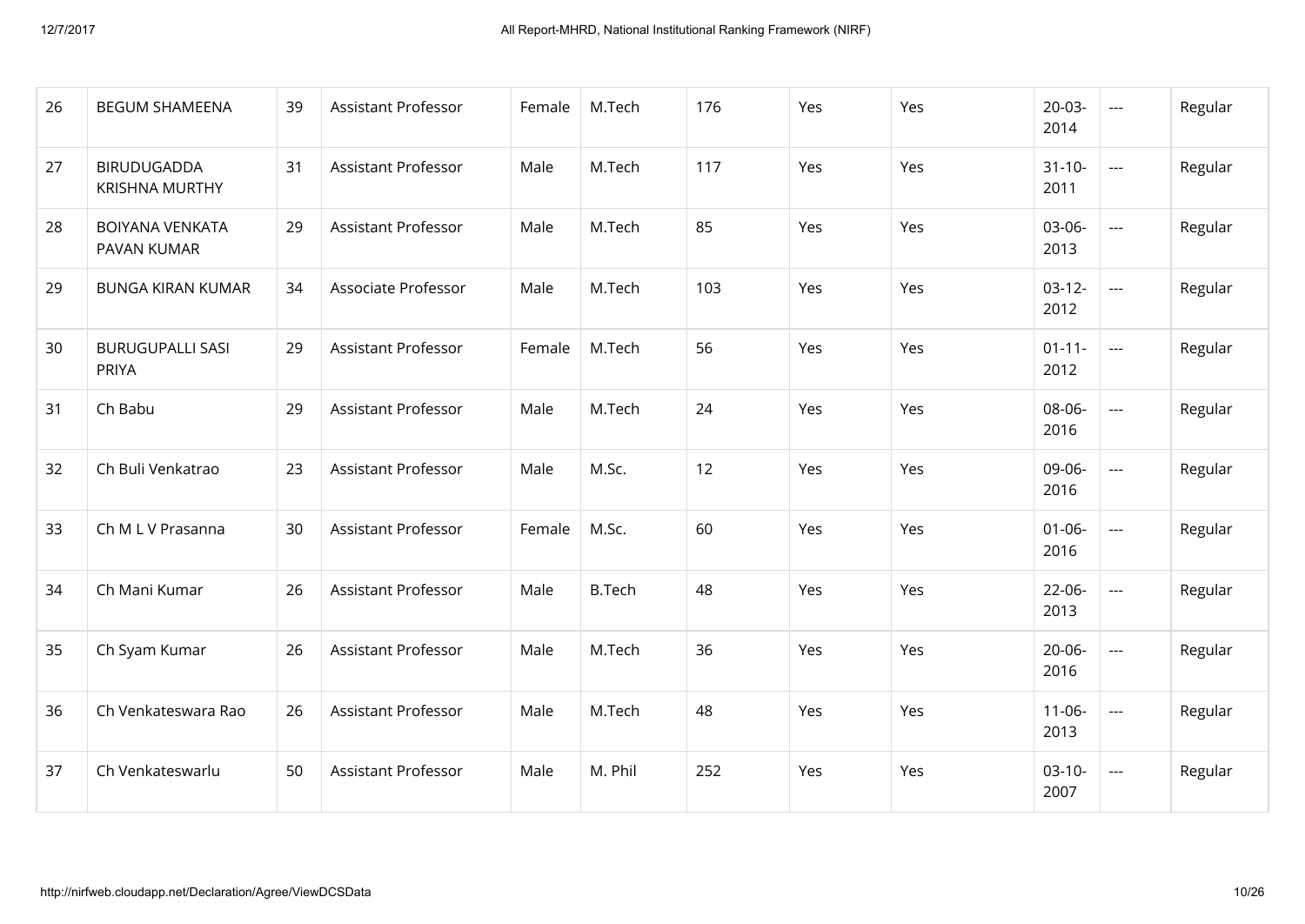| 26 | BEGUM SHAMEENA | 39 | Assistant Professor | Female | M.Tech | 176 | Yes | Yes | 20-03-2014 | --- | Regular |
|---|---|---|---|---|---|---|---|---|---|---|---|
| 27 | BIRUDUGADDA KRISHNA MURTHY | 31 | Assistant Professor | Male | M.Tech | 117 | Yes | Yes | 31-10-2011 | --- | Regular |
| 28 | BOIYANA VENKATA PAVAN KUMAR | 29 | Assistant Professor | Male | M.Tech | 85 | Yes | Yes | 03-06-2013 | --- | Regular |
| 29 | BUNGA KIRAN KUMAR | 34 | Associate Professor | Male | M.Tech | 103 | Yes | Yes | 03-12-2012 | --- | Regular |
| 30 | BURUGUPALLI SASI PRIYA | 29 | Assistant Professor | Female | M.Tech | 56 | Yes | Yes | 01-11-2012 | --- | Regular |
| 31 | Ch Babu | 29 | Assistant Professor | Male | M.Tech | 24 | Yes | Yes | 08-06-2016 | --- | Regular |
| 32 | Ch Buli Venkatrao | 23 | Assistant Professor | Male | M.Sc. | 12 | Yes | Yes | 09-06-2016 | --- | Regular |
| 33 | Ch M L V Prasanna | 30 | Assistant Professor | Female | M.Sc. | 60 | Yes | Yes | 01-06-2016 | --- | Regular |
| 34 | Ch Mani Kumar | 26 | Assistant Professor | Male | B.Tech | 48 | Yes | Yes | 22-06-2013 | --- | Regular |
| 35 | Ch Syam Kumar | 26 | Assistant Professor | Male | M.Tech | 36 | Yes | Yes | 20-06-2016 | --- | Regular |
| 36 | Ch Venkateswara Rao | 26 | Assistant Professor | Male | M.Tech | 48 | Yes | Yes | 11-06-2013 | --- | Regular |
| 37 | Ch Venkateswarlu | 50 | Assistant Professor | Male | M. Phil | 252 | Yes | Yes | 03-10-2007 | --- | Regular |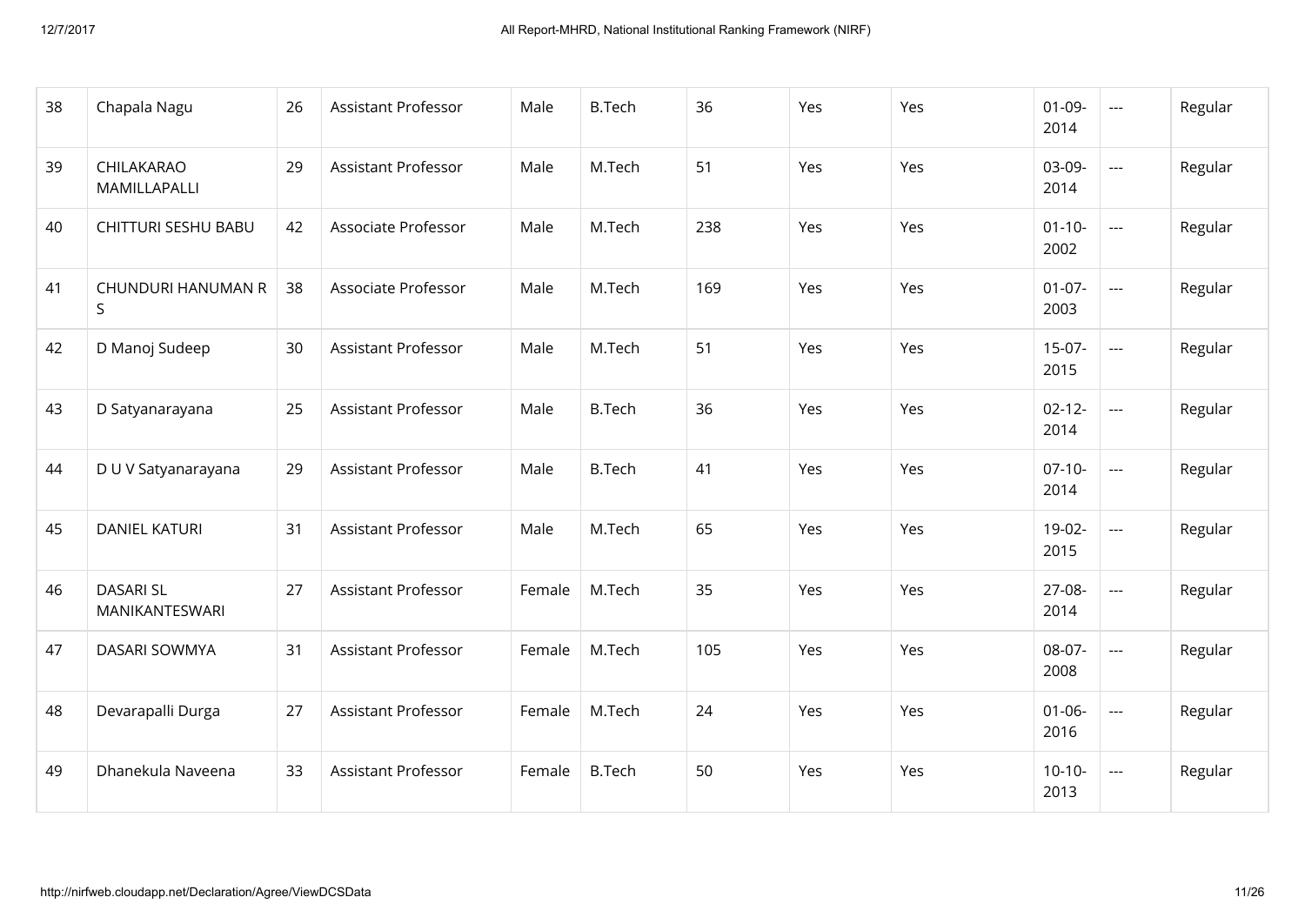| 38 | Chapala Nagu | 26 | Assistant Professor | Male | B.Tech | 36 | Yes | Yes | 01-09-2014 | --- | Regular |
|---|---|---|---|---|---|---|---|---|---|---|---|
| 39 | CHILAKARAO MAMILLAPALLI | 29 | Assistant Professor | Male | M.Tech | 51 | Yes | Yes | 03-09-2014 | --- | Regular |
| 40 | CHITTURI SESHU BABU | 42 | Associate Professor | Male | M.Tech | 238 | Yes | Yes | 01-10-2002 | --- | Regular |
| 41 | CHUNDURI HANUMAN R S | 38 | Associate Professor | Male | M.Tech | 169 | Yes | Yes | 01-07-2003 | --- | Regular |
| 42 | D Manoj Sudeep | 30 | Assistant Professor | Male | M.Tech | 51 | Yes | Yes | 15-07-2015 | --- | Regular |
| 43 | D Satyanarayana | 25 | Assistant Professor | Male | B.Tech | 36 | Yes | Yes | 02-12-2014 | --- | Regular |
| 44 | D U V Satyanarayana | 29 | Assistant Professor | Male | B.Tech | 41 | Yes | Yes | 07-10-2014 | --- | Regular |
| 45 | DANIEL KATURI | 31 | Assistant Professor | Male | M.Tech | 65 | Yes | Yes | 19-02-2015 | --- | Regular |
| 46 | DASARI SL MANIKANTESWARI | 27 | Assistant Professor | Female | M.Tech | 35 | Yes | Yes | 27-08-2014 | --- | Regular |
| 47 | DASARI SOWMYA | 31 | Assistant Professor | Female | M.Tech | 105 | Yes | Yes | 08-07-2008 | --- | Regular |
| 48 | Devarapalli Durga | 27 | Assistant Professor | Female | M.Tech | 24 | Yes | Yes | 01-06-2016 | --- | Regular |
| 49 | Dhanekula Naveena | 33 | Assistant Professor | Female | B.Tech | 50 | Yes | Yes | 10-10-2013 | --- | Regular |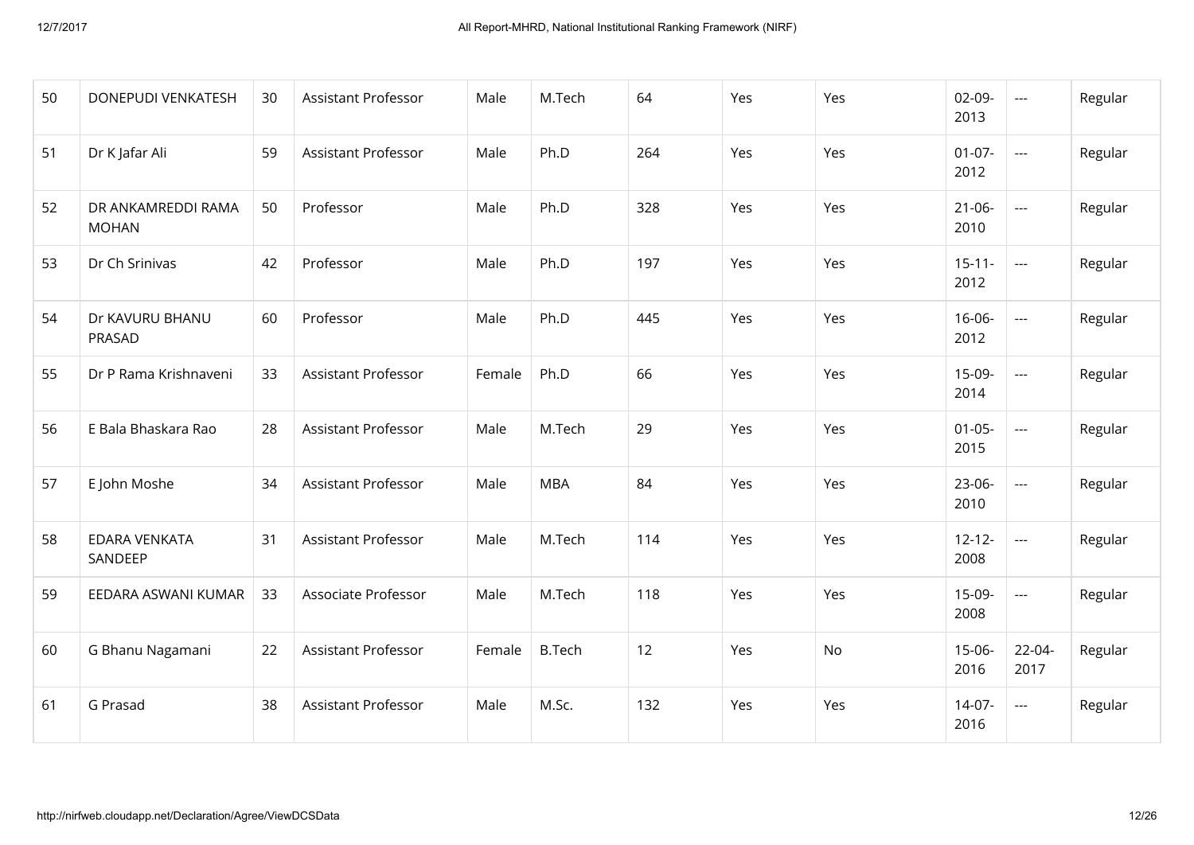| 50 | DONEPUDI VENKATESH | 30 | Assistant Professor | Male | M.Tech | 64 | Yes | Yes | 02-09-2013 | --- | Regular |
|---|---|---|---|---|---|---|---|---|---|---|---|
| 51 | Dr K Jafar Ali | 59 | Assistant Professor | Male | Ph.D | 264 | Yes | Yes | 01-07-2012 | --- | Regular |
| 52 | DR ANKAMREDDI RAMA MOHAN | 50 | Professor | Male | Ph.D | 328 | Yes | Yes | 21-06-2010 | --- | Regular |
| 53 | Dr Ch Srinivas | 42 | Professor | Male | Ph.D | 197 | Yes | Yes | 15-11-2012 | --- | Regular |
| 54 | Dr KAVURU BHANU PRASAD | 60 | Professor | Male | Ph.D | 445 | Yes | Yes | 16-06-2012 | --- | Regular |
| 55 | Dr P Rama Krishnaveni | 33 | Assistant Professor | Female | Ph.D | 66 | Yes | Yes | 15-09-2014 | --- | Regular |
| 56 | E Bala Bhaskara Rao | 28 | Assistant Professor | Male | M.Tech | 29 | Yes | Yes | 01-05-2015 | --- | Regular |
| 57 | E John Moshe | 34 | Assistant Professor | Male | MBA | 84 | Yes | Yes | 23-06-2010 | --- | Regular |
| 58 | EDARA VENKATA SANDEEP | 31 | Assistant Professor | Male | M.Tech | 114 | Yes | Yes | 12-12-2008 | --- | Regular |
| 59 | EEDARA ASWANI KUMAR | 33 | Associate Professor | Male | M.Tech | 118 | Yes | Yes | 15-09-2008 | --- | Regular |
| 60 | G Bhanu Nagamani | 22 | Assistant Professor | Female | B.Tech | 12 | Yes | No | 15-06-2016 | 22-04-2017 | Regular |
| 61 | G Prasad | 38 | Assistant Professor | Male | M.Sc. | 132 | Yes | Yes | 14-07-2016 | --- | Regular |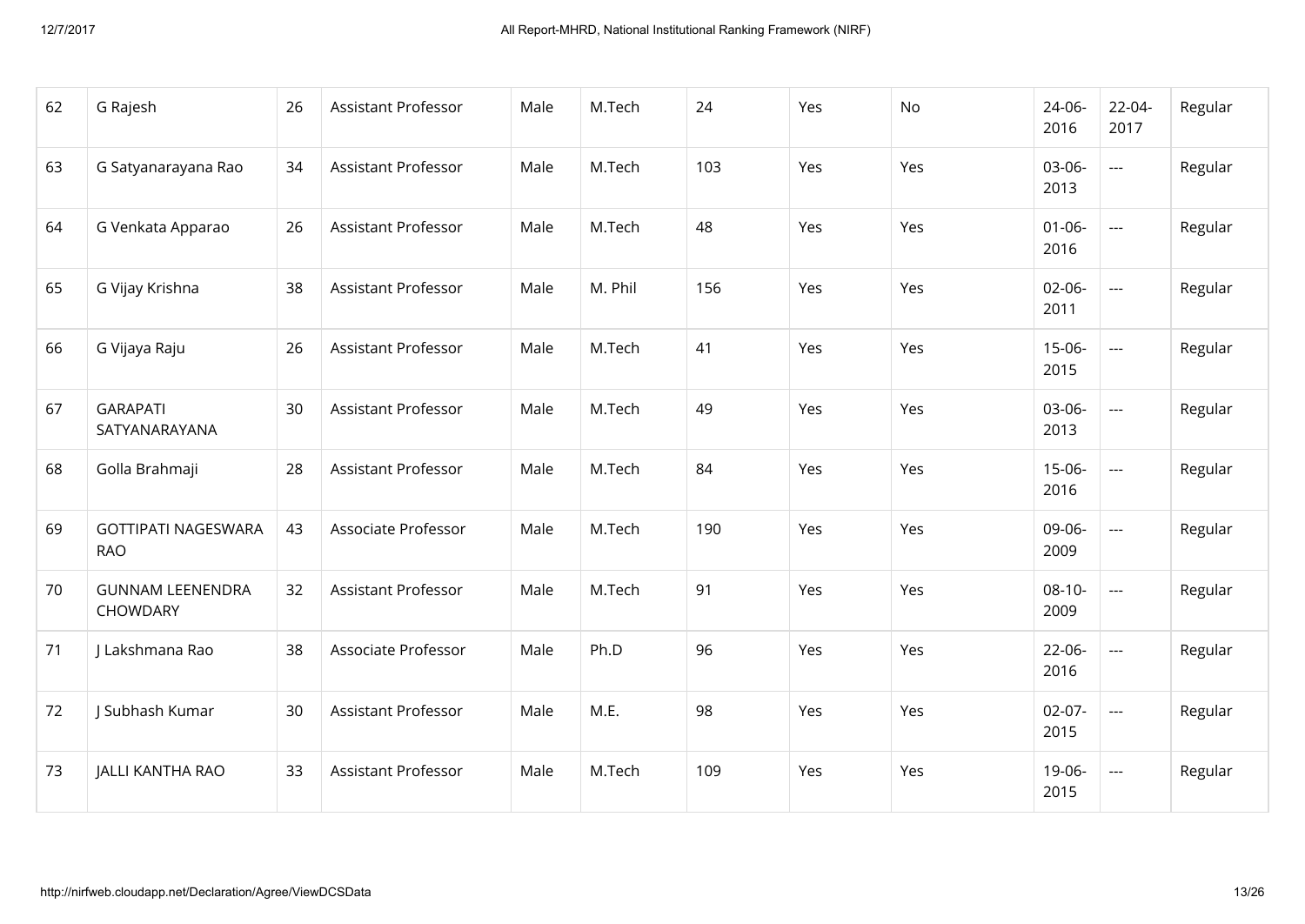| 62 | G Rajesh | 26 | Assistant Professor | Male | M.Tech | 24 | Yes | No | 24-06-2016 | 22-04-2017 | Regular |
|---|---|---|---|---|---|---|---|---|---|---|---|
| 63 | G Satyanarayana Rao | 34 | Assistant Professor | Male | M.Tech | 103 | Yes | Yes | 03-06-2013 | --- | Regular |
| 64 | G Venkata Apparao | 26 | Assistant Professor | Male | M.Tech | 48 | Yes | Yes | 01-06-2016 | --- | Regular |
| 65 | G Vijay Krishna | 38 | Assistant Professor | Male | M. Phil | 156 | Yes | Yes | 02-06-2011 | --- | Regular |
| 66 | G Vijaya Raju | 26 | Assistant Professor | Male | M.Tech | 41 | Yes | Yes | 15-06-2015 | --- | Regular |
| 67 | GARAPATI SATYANARAYANA | 30 | Assistant Professor | Male | M.Tech | 49 | Yes | Yes | 03-06-2013 | --- | Regular |
| 68 | Golla Brahmaji | 28 | Assistant Professor | Male | M.Tech | 84 | Yes | Yes | 15-06-2016 | --- | Regular |
| 69 | GOTTIPATI NAGESWARA RAO | 43 | Associate Professor | Male | M.Tech | 190 | Yes | Yes | 09-06-2009 | --- | Regular |
| 70 | GUNNAM LEENENDRA CHOWDARY | 32 | Assistant Professor | Male | M.Tech | 91 | Yes | Yes | 08-10-2009 | --- | Regular |
| 71 | J Lakshmana Rao | 38 | Associate Professor | Male | Ph.D | 96 | Yes | Yes | 22-06-2016 | --- | Regular |
| 72 | J Subhash Kumar | 30 | Assistant Professor | Male | M.E. | 98 | Yes | Yes | 02-07-2015 | --- | Regular |
| 73 | JALLI KANTHA RAO | 33 | Assistant Professor | Male | M.Tech | 109 | Yes | Yes | 19-06-2015 | --- | Regular |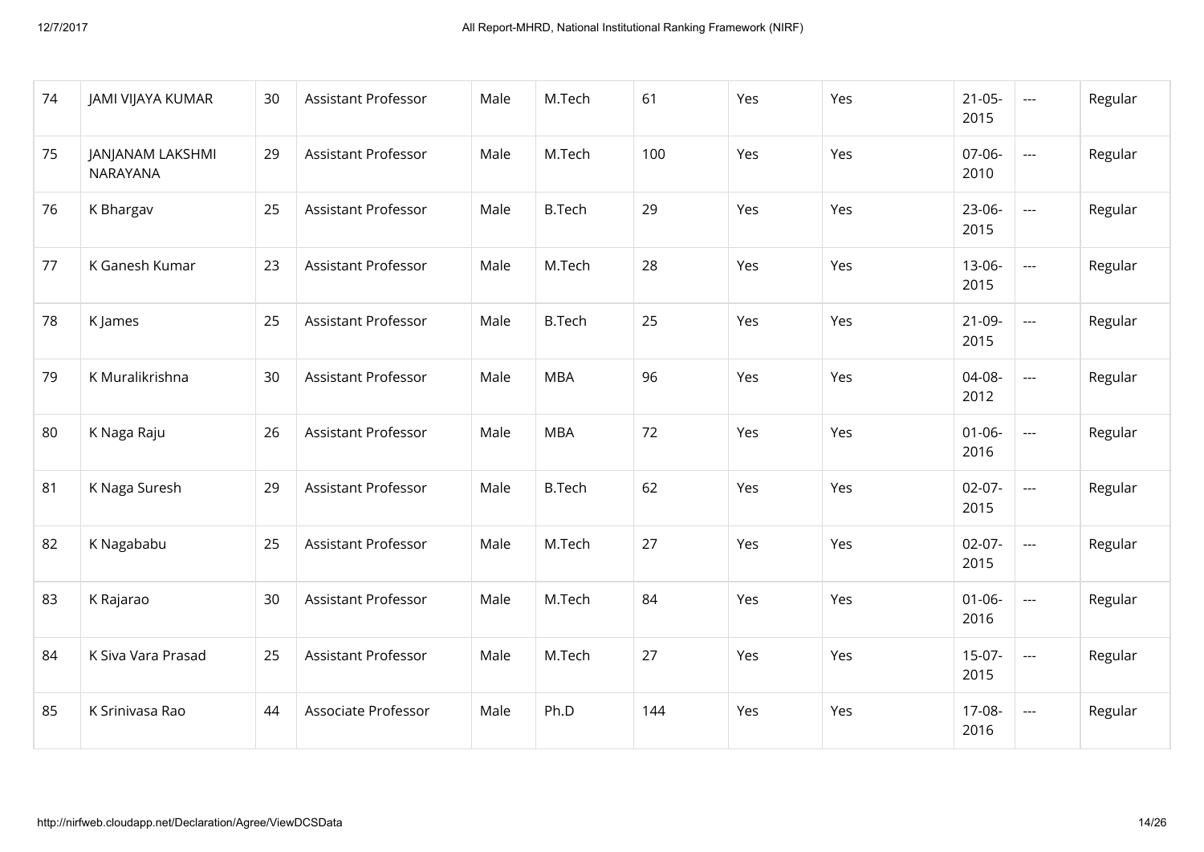| 74 | JAMI VIJAYA KUMAR | 30 | Assistant Professor | Male | M.Tech | 61 | Yes | Yes | 21-05-2015 | --- | Regular |
|---|---|---|---|---|---|---|---|---|---|---|---|
| 75 | JANJANAM LAKSHMI NARAYANA | 29 | Assistant Professor | Male | M.Tech | 100 | Yes | Yes | 07-06-2010 | --- | Regular |
| 76 | K Bhargav | 25 | Assistant Professor | Male | B.Tech | 29 | Yes | Yes | 23-06-2015 | --- | Regular |
| 77 | K Ganesh Kumar | 23 | Assistant Professor | Male | M.Tech | 28 | Yes | Yes | 13-06-2015 | --- | Regular |
| 78 | K James | 25 | Assistant Professor | Male | B.Tech | 25 | Yes | Yes | 21-09-2015 | --- | Regular |
| 79 | K Muralikrishna | 30 | Assistant Professor | Male | MBA | 96 | Yes | Yes | 04-08-2012 | --- | Regular |
| 80 | K Naga Raju | 26 | Assistant Professor | Male | MBA | 72 | Yes | Yes | 01-06-2016 | --- | Regular |
| 81 | K Naga Suresh | 29 | Assistant Professor | Male | B.Tech | 62 | Yes | Yes | 02-07-2015 | --- | Regular |
| 82 | K Nagababu | 25 | Assistant Professor | Male | M.Tech | 27 | Yes | Yes | 02-07-2015 | --- | Regular |
| 83 | K Rajarao | 30 | Assistant Professor | Male | M.Tech | 84 | Yes | Yes | 01-06-2016 | --- | Regular |
| 84 | K Siva Vara Prasad | 25 | Assistant Professor | Male | M.Tech | 27 | Yes | Yes | 15-07-2015 | --- | Regular |
| 85 | K Srinivasa Rao | 44 | Associate Professor | Male | Ph.D | 144 | Yes | Yes | 17-08-2016 | --- | Regular |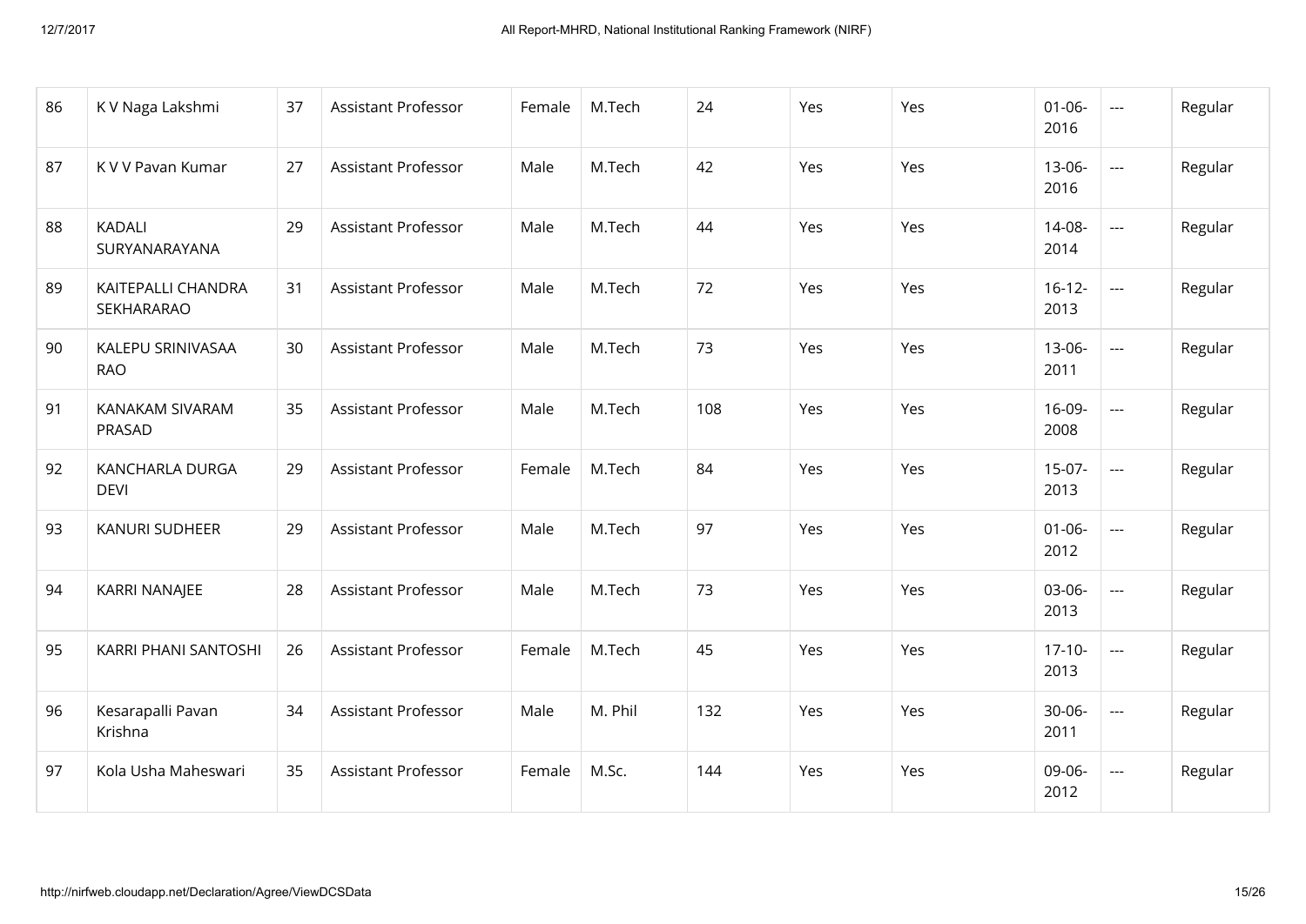| 86 | K V Naga Lakshmi | 37 | Assistant Professor | Female | M.Tech | 24 | Yes | Yes | 01-06-2016 | --- | Regular |
|---|---|---|---|---|---|---|---|---|---|---|---|
| 87 | K V V Pavan Kumar | 27 | Assistant Professor | Male | M.Tech | 42 | Yes | Yes | 13-06-2016 | --- | Regular |
| 88 | KADALI SURYANARAYANA | 29 | Assistant Professor | Male | M.Tech | 44 | Yes | Yes | 14-08-2014 | --- | Regular |
| 89 | KAITEPALLI CHANDRA SEKHARARAO | 31 | Assistant Professor | Male | M.Tech | 72 | Yes | Yes | 16-12-2013 | --- | Regular |
| 90 | KALEPU SRINIVASAA RAO | 30 | Assistant Professor | Male | M.Tech | 73 | Yes | Yes | 13-06-2011 | --- | Regular |
| 91 | KANAKAM SIVARAM PRASAD | 35 | Assistant Professor | Male | M.Tech | 108 | Yes | Yes | 16-09-2008 | --- | Regular |
| 92 | KANCHARLA DURGA DEVI | 29 | Assistant Professor | Female | M.Tech | 84 | Yes | Yes | 15-07-2013 | --- | Regular |
| 93 | KANURI SUDHEER | 29 | Assistant Professor | Male | M.Tech | 97 | Yes | Yes | 01-06-2012 | --- | Regular |
| 94 | KARRI NANAJEE | 28 | Assistant Professor | Male | M.Tech | 73 | Yes | Yes | 03-06-2013 | --- | Regular |
| 95 | KARRI PHANI SANTOSHI | 26 | Assistant Professor | Female | M.Tech | 45 | Yes | Yes | 17-10-2013 | --- | Regular |
| 96 | Kesarapalli Pavan Krishna | 34 | Assistant Professor | Male | M. Phil | 132 | Yes | Yes | 30-06-2011 | --- | Regular |
| 97 | Kola Usha Maheswari | 35 | Assistant Professor | Female | M.Sc. | 144 | Yes | Yes | 09-06-2012 | --- | Regular |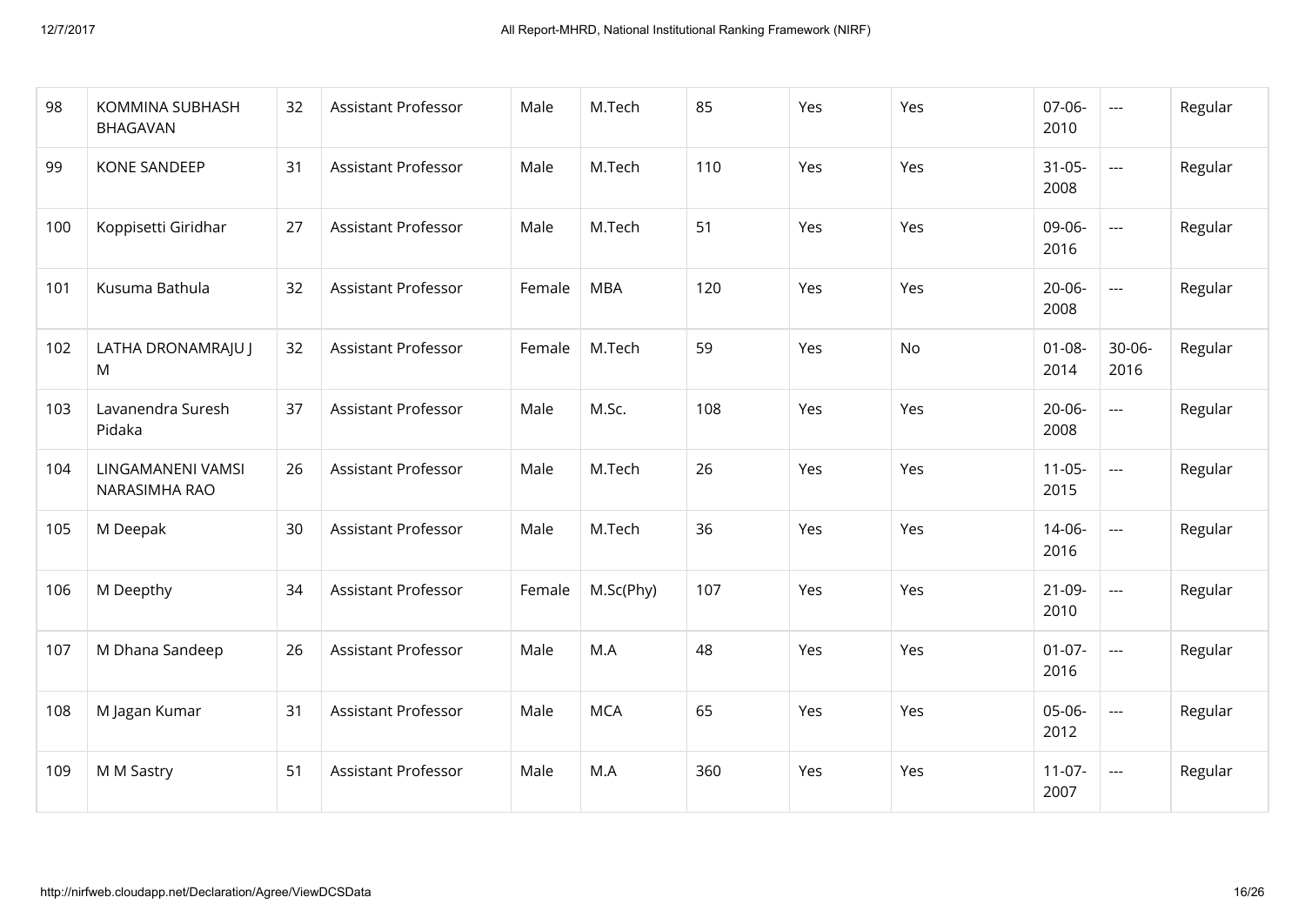| 98 | KOMMINA SUBHASH BHAGAVAN | 32 | Assistant Professor | Male | M.Tech | 85 | Yes | Yes | 07-06-2010 | --- | Regular |
|---|---|---|---|---|---|---|---|---|---|---|---|
| 99 | KONE SANDEEP | 31 | Assistant Professor | Male | M.Tech | 110 | Yes | Yes | 31-05-2008 | --- | Regular |
| 100 | Koppisetti Giridhar | 27 | Assistant Professor | Male | M.Tech | 51 | Yes | Yes | 09-06-2016 | --- | Regular |
| 101 | Kusuma Bathula | 32 | Assistant Professor | Female | MBA | 120 | Yes | Yes | 20-06-2008 | --- | Regular |
| 102 | LATHA DRONAMRAJU J M | 32 | Assistant Professor | Female | M.Tech | 59 | Yes | No | 01-08-2014 | 30-06-2016 | Regular |
| 103 | Lavanendra Suresh Pidaka | 37 | Assistant Professor | Male | M.Sc. | 108 | Yes | Yes | 20-06-2008 | --- | Regular |
| 104 | LINGAMANENI VAMSI NARASIMHA RAO | 26 | Assistant Professor | Male | M.Tech | 26 | Yes | Yes | 11-05-2015 | --- | Regular |
| 105 | M Deepak | 30 | Assistant Professor | Male | M.Tech | 36 | Yes | Yes | 14-06-2016 | --- | Regular |
| 106 | M Deepthy | 34 | Assistant Professor | Female | M.Sc(Phy) | 107 | Yes | Yes | 21-09-2010 | --- | Regular |
| 107 | M Dhana Sandeep | 26 | Assistant Professor | Male | M.A | 48 | Yes | Yes | 01-07-2016 | --- | Regular |
| 108 | M Jagan Kumar | 31 | Assistant Professor | Male | MCA | 65 | Yes | Yes | 05-06-2012 | --- | Regular |
| 109 | M M Sastry | 51 | Assistant Professor | Male | M.A | 360 | Yes | Yes | 11-07-2007 | --- | Regular |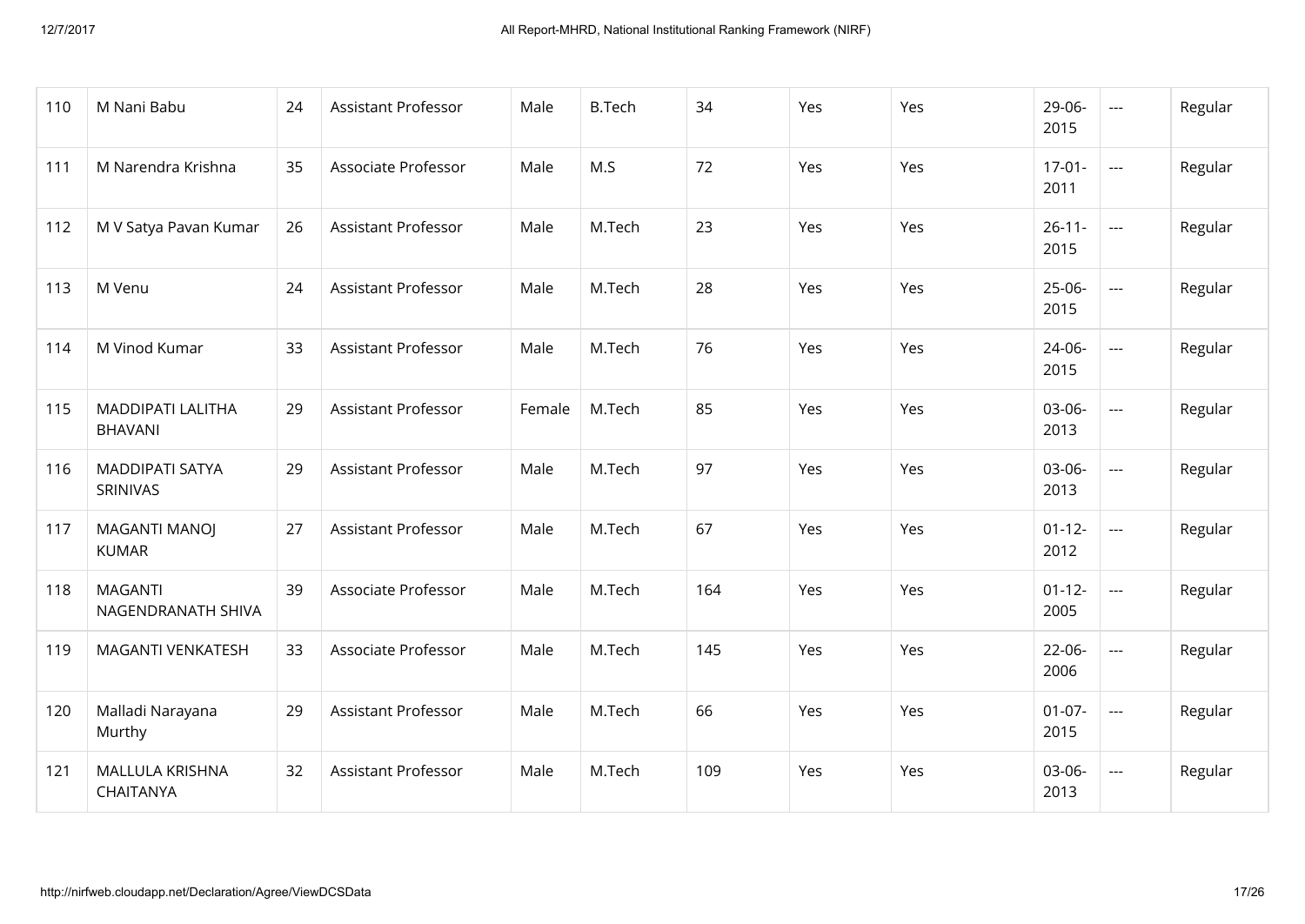| 110 | M Nani Babu | 24 | Assistant Professor | Male | B.Tech | 34 | Yes | Yes | 29-06-2015 | --- | Regular |
|---|---|---|---|---|---|---|---|---|---|---|---|
| 111 | M Narendra Krishna | 35 | Associate Professor | Male | M.S | 72 | Yes | Yes | 17-01-2011 | --- | Regular |
| 112 | M V Satya Pavan Kumar | 26 | Assistant Professor | Male | M.Tech | 23 | Yes | Yes | 26-11-2015 | --- | Regular |
| 113 | M Venu | 24 | Assistant Professor | Male | M.Tech | 28 | Yes | Yes | 25-06-2015 | --- | Regular |
| 114 | M Vinod Kumar | 33 | Assistant Professor | Male | M.Tech | 76 | Yes | Yes | 24-06-2015 | --- | Regular |
| 115 | MADDIPATI LALITHA BHAVANI | 29 | Assistant Professor | Female | M.Tech | 85 | Yes | Yes | 03-06-2013 | --- | Regular |
| 116 | MADDIPATI SATYA SRINIVAS | 29 | Assistant Professor | Male | M.Tech | 97 | Yes | Yes | 03-06-2013 | --- | Regular |
| 117 | MAGANTI MANOJ KUMAR | 27 | Assistant Professor | Male | M.Tech | 67 | Yes | Yes | 01-12-2012 | --- | Regular |
| 118 | MAGANTI NAGENDRANATH SHIVA | 39 | Associate Professor | Male | M.Tech | 164 | Yes | Yes | 01-12-2005 | --- | Regular |
| 119 | MAGANTI VENKATESH | 33 | Associate Professor | Male | M.Tech | 145 | Yes | Yes | 22-06-2006 | --- | Regular |
| 120 | Malladi Narayana Murthy | 29 | Assistant Professor | Male | M.Tech | 66 | Yes | Yes | 01-07-2015 | --- | Regular |
| 121 | MALLULA KRISHNA CHAITANYA | 32 | Assistant Professor | Male | M.Tech | 109 | Yes | Yes | 03-06-2013 | --- | Regular |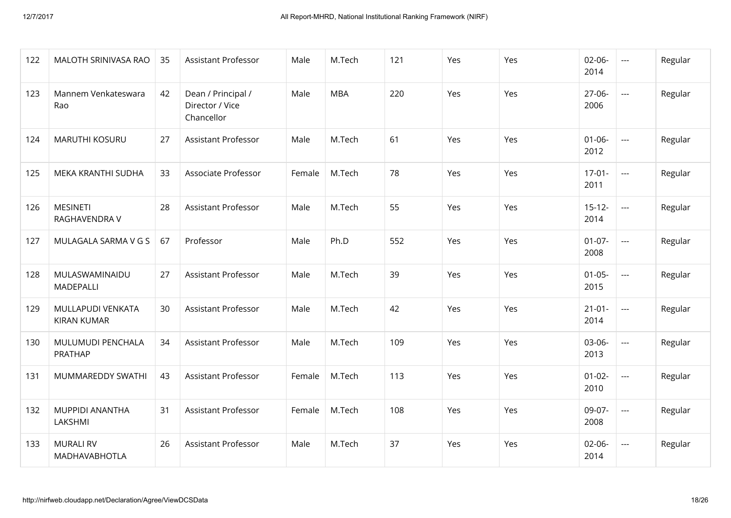| 122 | MALOTH SRINIVASA RAO | 35 | Assistant Professor | Male | M.Tech | 121 | Yes | Yes | 02-06-2014 | --- | Regular |
|---|---|---|---|---|---|---|---|---|---|---|---|
| 123 | Mannem Venkateswara Rao | 42 | Dean / Principal / Director / Vice Chancellor | Male | MBA | 220 | Yes | Yes | 27-06-2006 | --- | Regular |
| 124 | MARUTHI KOSURU | 27 | Assistant Professor | Male | M.Tech | 61 | Yes | Yes | 01-06-2012 | --- | Regular |
| 125 | MEKA KRANTHI SUDHA | 33 | Associate Professor | Female | M.Tech | 78 | Yes | Yes | 17-01-2011 | --- | Regular |
| 126 | MESINETI RAGHAVENDRA V | 28 | Assistant Professor | Male | M.Tech | 55 | Yes | Yes | 15-12-2014 | --- | Regular |
| 127 | MULAGALA SARMA V G S | 67 | Professor | Male | Ph.D | 552 | Yes | Yes | 01-07-2008 | --- | Regular |
| 128 | MULASWAMINAIDU MADEPALLI | 27 | Assistant Professor | Male | M.Tech | 39 | Yes | Yes | 01-05-2015 | --- | Regular |
| 129 | MULLAPUDI VENKATA KIRAN KUMAR | 30 | Assistant Professor | Male | M.Tech | 42 | Yes | Yes | 21-01-2014 | --- | Regular |
| 130 | MULUMUDI PENCHALA PRATHAP | 34 | Assistant Professor | Male | M.Tech | 109 | Yes | Yes | 03-06-2013 | --- | Regular |
| 131 | MUMMAREDDY SWATHI | 43 | Assistant Professor | Female | M.Tech | 113 | Yes | Yes | 01-02-2010 | --- | Regular |
| 132 | MUPPIDI ANANTHA LAKSHMI | 31 | Assistant Professor | Female | M.Tech | 108 | Yes | Yes | 09-07-2008 | --- | Regular |
| 133 | MURALI RV MADHAVABHOTLA | 26 | Assistant Professor | Male | M.Tech | 37 | Yes | Yes | 02-06-2014 | --- | Regular |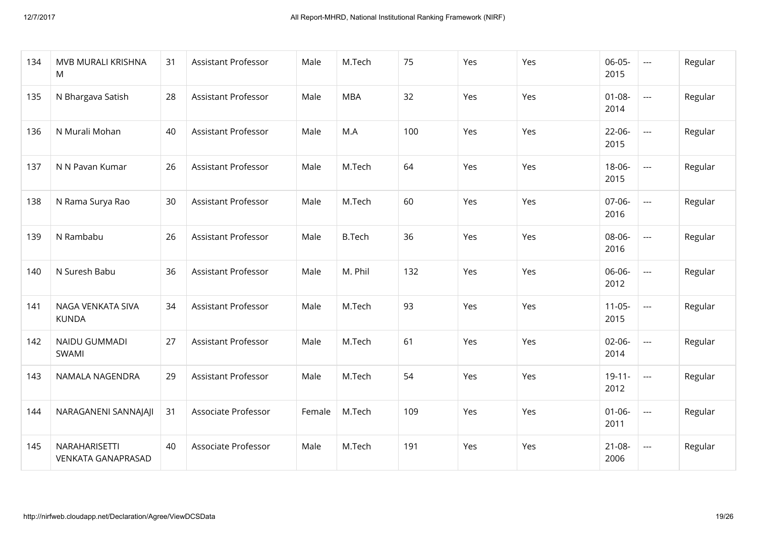| | | | | | | | | | | | |
|---|---|---|---|---|---|---|---|---|---|---|---|
| 134 | MVB MURALI KRISHNA M | 31 | Assistant Professor | Male | M.Tech | 75 | Yes | Yes | 06-05-2015 | --- | Regular |
| 135 | N Bhargava Satish | 28 | Assistant Professor | Male | MBA | 32 | Yes | Yes | 01-08-2014 | --- | Regular |
| 136 | N Murali Mohan | 40 | Assistant Professor | Male | M.A | 100 | Yes | Yes | 22-06-2015 | --- | Regular |
| 137 | N N Pavan Kumar | 26 | Assistant Professor | Male | M.Tech | 64 | Yes | Yes | 18-06-2015 | --- | Regular |
| 138 | N Rama Surya Rao | 30 | Assistant Professor | Male | M.Tech | 60 | Yes | Yes | 07-06-2016 | --- | Regular |
| 139 | N Rambabu | 26 | Assistant Professor | Male | B.Tech | 36 | Yes | Yes | 08-06-2016 | --- | Regular |
| 140 | N Suresh Babu | 36 | Assistant Professor | Male | M. Phil | 132 | Yes | Yes | 06-06-2012 | --- | Regular |
| 141 | NAGA VENKATA SIVA KUNDA | 34 | Assistant Professor | Male | M.Tech | 93 | Yes | Yes | 11-05-2015 | --- | Regular |
| 142 | NAIDU GUMMADI SWAMI | 27 | Assistant Professor | Male | M.Tech | 61 | Yes | Yes | 02-06-2014 | --- | Regular |
| 143 | NAMALA NAGENDRA | 29 | Assistant Professor | Male | M.Tech | 54 | Yes | Yes | 19-11-2012 | --- | Regular |
| 144 | NARAGANENI SANNAJAJI | 31 | Associate Professor | Female | M.Tech | 109 | Yes | Yes | 01-06-2011 | --- | Regular |
| 145 | NARAHARISETTI VENKATA GANAPRASAD | 40 | Associate Professor | Male | M.Tech | 191 | Yes | Yes | 21-08-2006 | --- | Regular |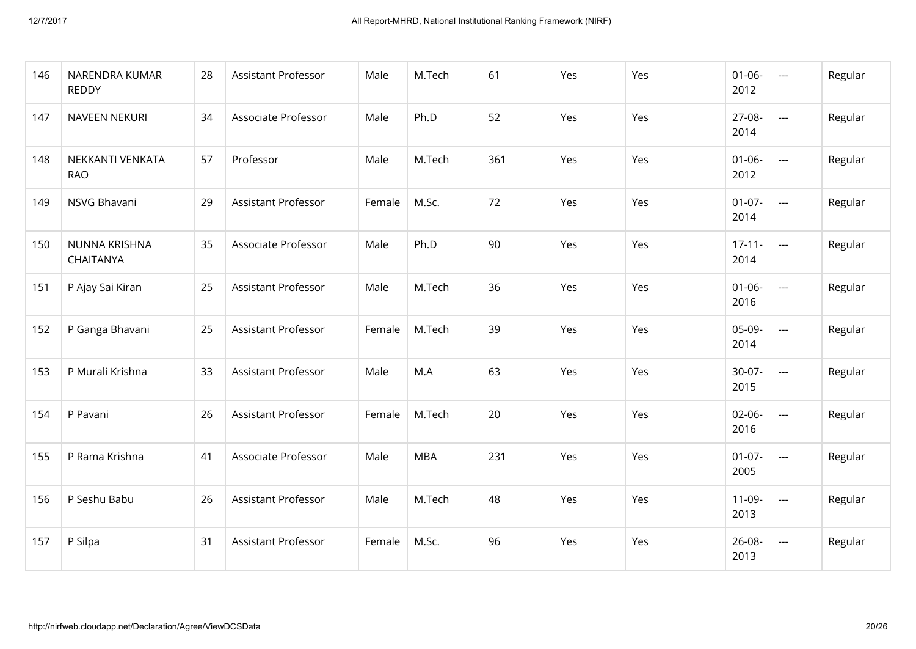| | | | | | | | | | | | |
|---|---|---|---|---|---|---|---|---|---|---|---|
| 146 | NARENDRA KUMAR REDDY | 28 | Assistant Professor | Male | M.Tech | 61 | Yes | Yes | 01-06-2012 | --- | Regular |
| 147 | NAVEEN NEKURI | 34 | Associate Professor | Male | Ph.D | 52 | Yes | Yes | 27-08-2014 | --- | Regular |
| 148 | NEKKANTI VENKATA RAO | 57 | Professor | Male | M.Tech | 361 | Yes | Yes | 01-06-2012 | --- | Regular |
| 149 | NSVG Bhavani | 29 | Assistant Professor | Female | M.Sc. | 72 | Yes | Yes | 01-07-2014 | --- | Regular |
| 150 | NUNNA KRISHNA CHAITANYA | 35 | Associate Professor | Male | Ph.D | 90 | Yes | Yes | 17-11-2014 | --- | Regular |
| 151 | P Ajay Sai Kiran | 25 | Assistant Professor | Male | M.Tech | 36 | Yes | Yes | 01-06-2016 | --- | Regular |
| 152 | P Ganga Bhavani | 25 | Assistant Professor | Female | M.Tech | 39 | Yes | Yes | 05-09-2014 | --- | Regular |
| 153 | P Murali Krishna | 33 | Assistant Professor | Male | M.A | 63 | Yes | Yes | 30-07-2015 | --- | Regular |
| 154 | P Pavani | 26 | Assistant Professor | Female | M.Tech | 20 | Yes | Yes | 02-06-2016 | --- | Regular |
| 155 | P Rama Krishna | 41 | Associate Professor | Male | MBA | 231 | Yes | Yes | 01-07-2005 | --- | Regular |
| 156 | P Seshu Babu | 26 | Assistant Professor | Male | M.Tech | 48 | Yes | Yes | 11-09-2013 | --- | Regular |
| 157 | P Silpa | 31 | Assistant Professor | Female | M.Sc. | 96 | Yes | Yes | 26-08-2013 | --- | Regular |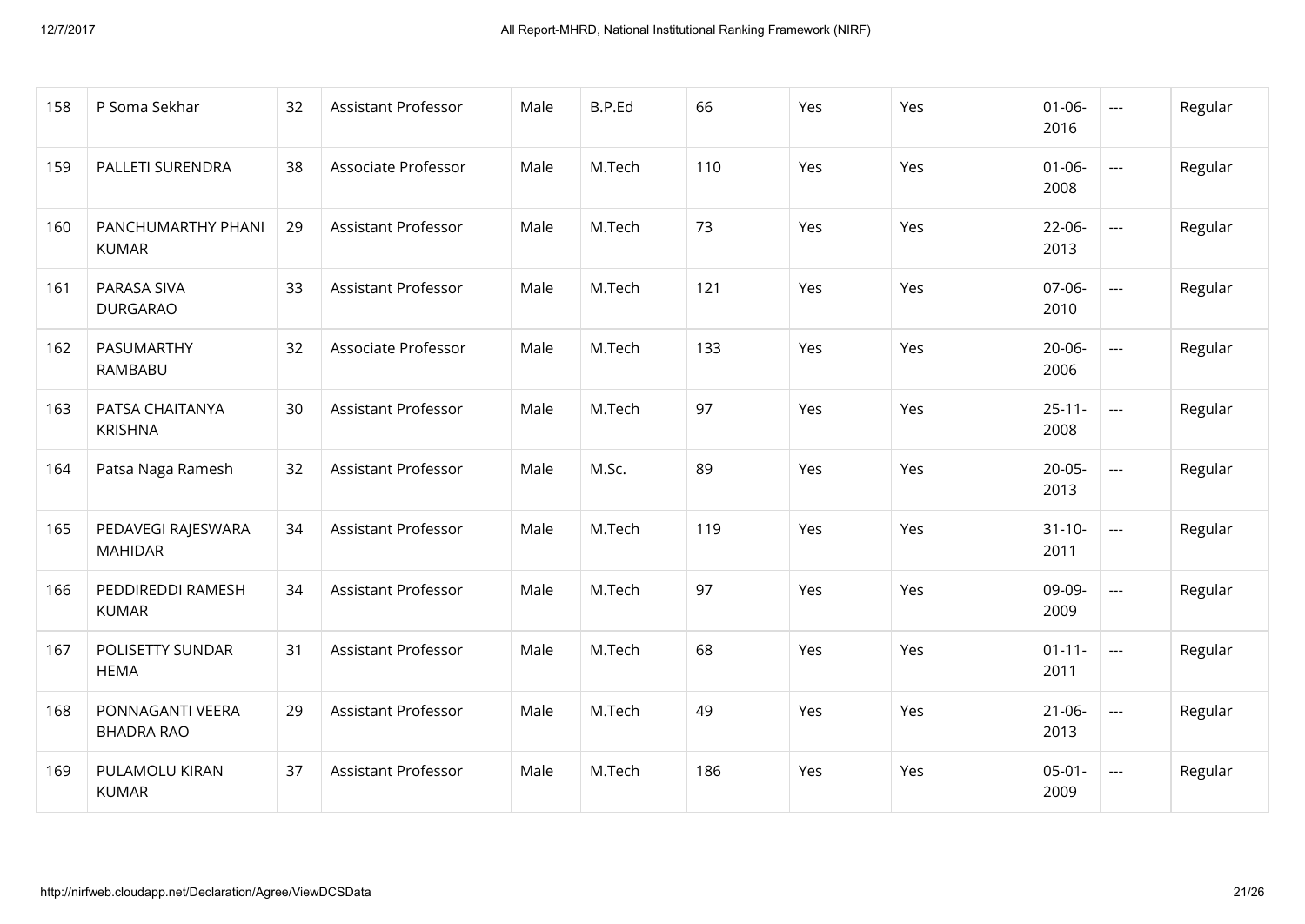| 158 | P Soma Sekhar | 32 | Assistant Professor | Male | B.P.Ed | 66 | Yes | Yes | 01-06-2016 | --- | Regular |
|---|---|---|---|---|---|---|---|---|---|---|---|
| 159 | PALLETI SURENDRA | 38 | Associate Professor | Male | M.Tech | 110 | Yes | Yes | 01-06-2008 | --- | Regular |
| 160 | PANCHUMARTHY PHANI KUMAR | 29 | Assistant Professor | Male | M.Tech | 73 | Yes | Yes | 22-06-2013 | --- | Regular |
| 161 | PARASA SIVA DURGARAO | 33 | Assistant Professor | Male | M.Tech | 121 | Yes | Yes | 07-06-2010 | --- | Regular |
| 162 | PASUMARTHY RAMBABU | 32 | Associate Professor | Male | M.Tech | 133 | Yes | Yes | 20-06-2006 | --- | Regular |
| 163 | PATSA CHAITANYA KRISHNA | 30 | Assistant Professor | Male | M.Tech | 97 | Yes | Yes | 25-11-2008 | --- | Regular |
| 164 | Patsa Naga Ramesh | 32 | Assistant Professor | Male | M.Sc. | 89 | Yes | Yes | 20-05-2013 | --- | Regular |
| 165 | PEDAVEGI RAJESWARA MAHIDAR | 34 | Assistant Professor | Male | M.Tech | 119 | Yes | Yes | 31-10-2011 | --- | Regular |
| 166 | PEDDIREDDI RAMESH KUMAR | 34 | Assistant Professor | Male | M.Tech | 97 | Yes | Yes | 09-09-2009 | --- | Regular |
| 167 | POLISETTY SUNDAR HEMA | 31 | Assistant Professor | Male | M.Tech | 68 | Yes | Yes | 01-11-2011 | --- | Regular |
| 168 | PONNAGANTI VEERA BHADRA RAO | 29 | Assistant Professor | Male | M.Tech | 49 | Yes | Yes | 21-06-2013 | --- | Regular |
| 169 | PULAMOLU KIRAN KUMAR | 37 | Assistant Professor | Male | M.Tech | 186 | Yes | Yes | 05-01-2009 | --- | Regular |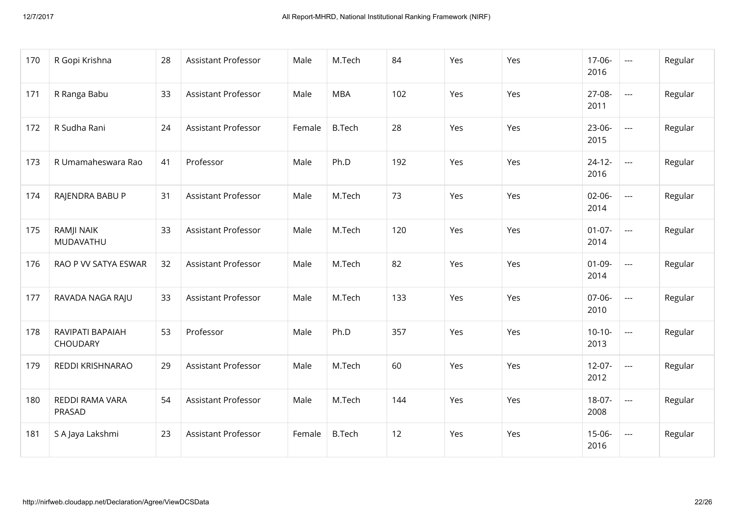| 170 | R Gopi Krishna | 28 | Assistant Professor | Male | M.Tech | 84 | Yes | Yes | 17-06-2016 | --- | Regular |
|---|---|---|---|---|---|---|---|---|---|---|---|
| 171 | R Ranga Babu | 33 | Assistant Professor | Male | MBA | 102 | Yes | Yes | 27-08-2011 | --- | Regular |
| 172 | R Sudha Rani | 24 | Assistant Professor | Female | B.Tech | 28 | Yes | Yes | 23-06-2015 | --- | Regular |
| 173 | R Umamaheswara Rao | 41 | Professor | Male | Ph.D | 192 | Yes | Yes | 24-12-2016 | --- | Regular |
| 174 | RAJENDRA BABU P | 31 | Assistant Professor | Male | M.Tech | 73 | Yes | Yes | 02-06-2014 | --- | Regular |
| 175 | RAMJI NAIK MUDAVATHU | 33 | Assistant Professor | Male | M.Tech | 120 | Yes | Yes | 01-07-2014 | --- | Regular |
| 176 | RAO P VV SATYA ESWAR | 32 | Assistant Professor | Male | M.Tech | 82 | Yes | Yes | 01-09-2014 | --- | Regular |
| 177 | RAVADA NAGA RAJU | 33 | Assistant Professor | Male | M.Tech | 133 | Yes | Yes | 07-06-2010 | --- | Regular |
| 178 | RAVIPATI BAPAIAH CHOUDARY | 53 | Professor | Male | Ph.D | 357 | Yes | Yes | 10-10-2013 | --- | Regular |
| 179 | REDDI KRISHNARAO | 29 | Assistant Professor | Male | M.Tech | 60 | Yes | Yes | 12-07-2012 | --- | Regular |
| 180 | REDDI RAMA VARA PRASAD | 54 | Assistant Professor | Male | M.Tech | 144 | Yes | Yes | 18-07-2008 | --- | Regular |
| 181 | S A Jaya Lakshmi | 23 | Assistant Professor | Female | B.Tech | 12 | Yes | Yes | 15-06-2016 | --- | Regular |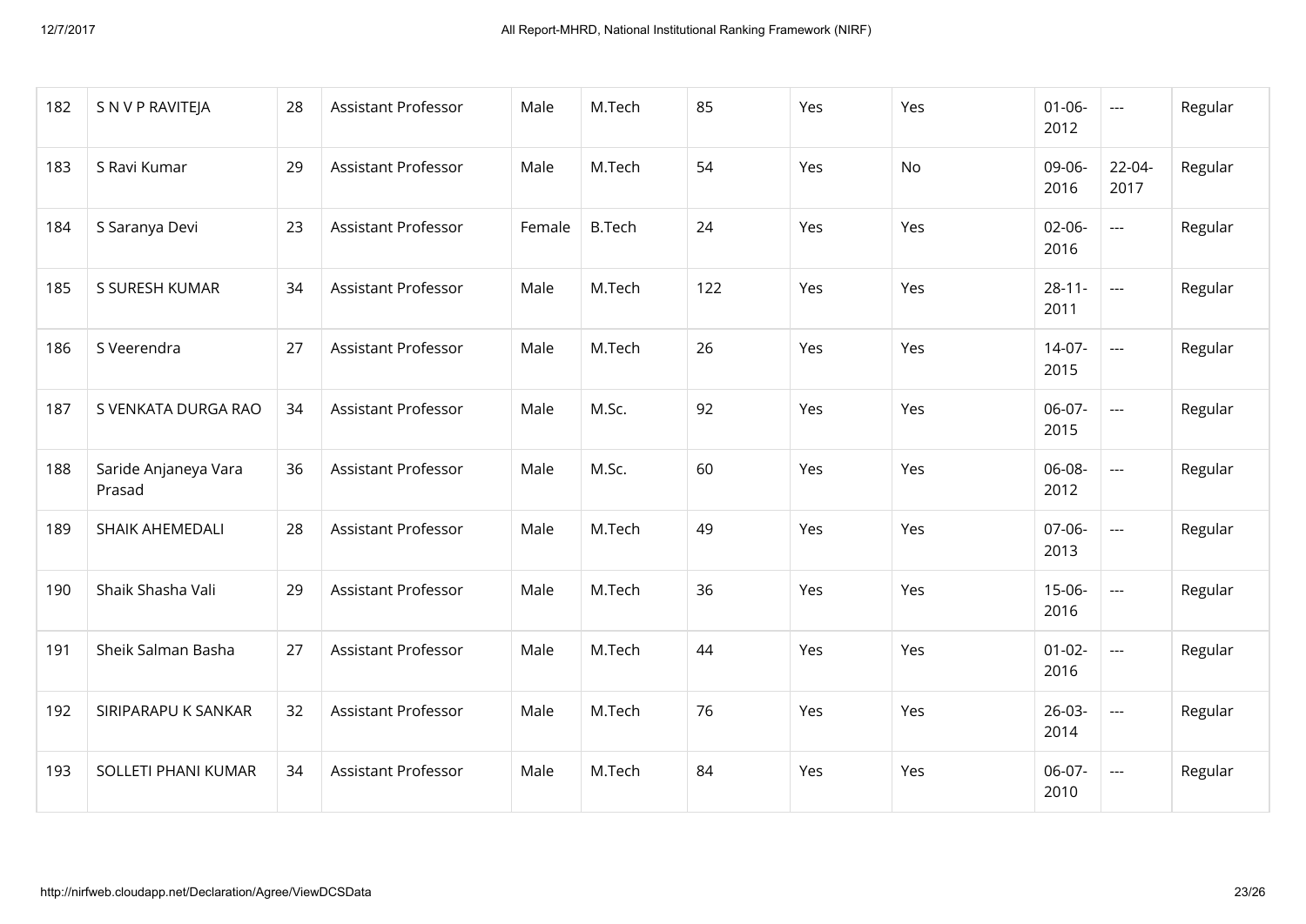| 182 | S N V P RAVITEJA | 28 | Assistant Professor | Male | M.Tech | 85 | Yes | Yes | 01-06-2012 | --- | Regular |
|---|---|---|---|---|---|---|---|---|---|---|---|
| 183 | S Ravi Kumar | 29 | Assistant Professor | Male | M.Tech | 54 | Yes | No | 09-06-2016 | 22-04-2017 | Regular |
| 184 | S Saranya Devi | 23 | Assistant Professor | Female | B.Tech | 24 | Yes | Yes | 02-06-2016 | --- | Regular |
| 185 | S SURESH KUMAR | 34 | Assistant Professor | Male | M.Tech | 122 | Yes | Yes | 28-11-2011 | --- | Regular |
| 186 | S Veerendra | 27 | Assistant Professor | Male | M.Tech | 26 | Yes | Yes | 14-07-2015 | --- | Regular |
| 187 | S VENKATA DURGA RAO | 34 | Assistant Professor | Male | M.Sc. | 92 | Yes | Yes | 06-07-2015 | --- | Regular |
| 188 | Saride Anjaneya Vara Prasad | 36 | Assistant Professor | Male | M.Sc. | 60 | Yes | Yes | 06-08-2012 | --- | Regular |
| 189 | SHAIK AHEMEDALI | 28 | Assistant Professor | Male | M.Tech | 49 | Yes | Yes | 07-06-2013 | --- | Regular |
| 190 | Shaik Shasha Vali | 29 | Assistant Professor | Male | M.Tech | 36 | Yes | Yes | 15-06-2016 | --- | Regular |
| 191 | Sheik Salman Basha | 27 | Assistant Professor | Male | M.Tech | 44 | Yes | Yes | 01-02-2016 | --- | Regular |
| 192 | SIRIPARAPU K SANKAR | 32 | Assistant Professor | Male | M.Tech | 76 | Yes | Yes | 26-03-2014 | --- | Regular |
| 193 | SOLLETI PHANI KUMAR | 34 | Assistant Professor | Male | M.Tech | 84 | Yes | Yes | 06-07-2010 | --- | Regular |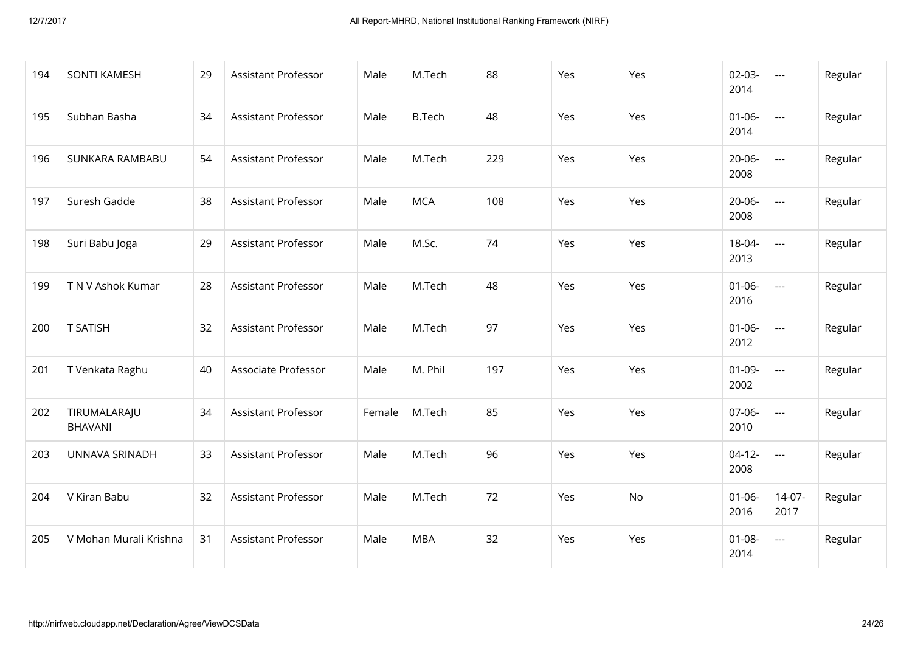| 194 | SONTI KAMESH | 29 | Assistant Professor | Male | M.Tech | 88 | Yes | Yes | 02-03-2014 | --- | Regular |
|---|---|---|---|---|---|---|---|---|---|---|---|
| 195 | Subhan Basha | 34 | Assistant Professor | Male | B.Tech | 48 | Yes | Yes | 01-06-2014 | --- | Regular |
| 196 | SUNKARA RAMBABU | 54 | Assistant Professor | Male | M.Tech | 229 | Yes | Yes | 20-06-2008 | --- | Regular |
| 197 | Suresh Gadde | 38 | Assistant Professor | Male | MCA | 108 | Yes | Yes | 20-06-2008 | --- | Regular |
| 198 | Suri Babu Joga | 29 | Assistant Professor | Male | M.Sc. | 74 | Yes | Yes | 18-04-2013 | --- | Regular |
| 199 | T N V Ashok Kumar | 28 | Assistant Professor | Male | M.Tech | 48 | Yes | Yes | 01-06-2016 | --- | Regular |
| 200 | T SATISH | 32 | Assistant Professor | Male | M.Tech | 97 | Yes | Yes | 01-06-2012 | --- | Regular |
| 201 | T Venkata Raghu | 40 | Associate Professor | Male | M. Phil | 197 | Yes | Yes | 01-09-2002 | --- | Regular |
| 202 | TIRUMALARAJU BHAVANI | 34 | Assistant Professor | Female | M.Tech | 85 | Yes | Yes | 07-06-2010 | --- | Regular |
| 203 | UNNAVA SRINADH | 33 | Assistant Professor | Male | M.Tech | 96 | Yes | Yes | 04-12-2008 | --- | Regular |
| 204 | V Kiran Babu | 32 | Assistant Professor | Male | M.Tech | 72 | Yes | No | 01-06-2016 | 14-07-2017 | Regular |
| 205 | V Mohan Murali Krishna | 31 | Assistant Professor | Male | MBA | 32 | Yes | Yes | 01-08-2014 | --- | Regular |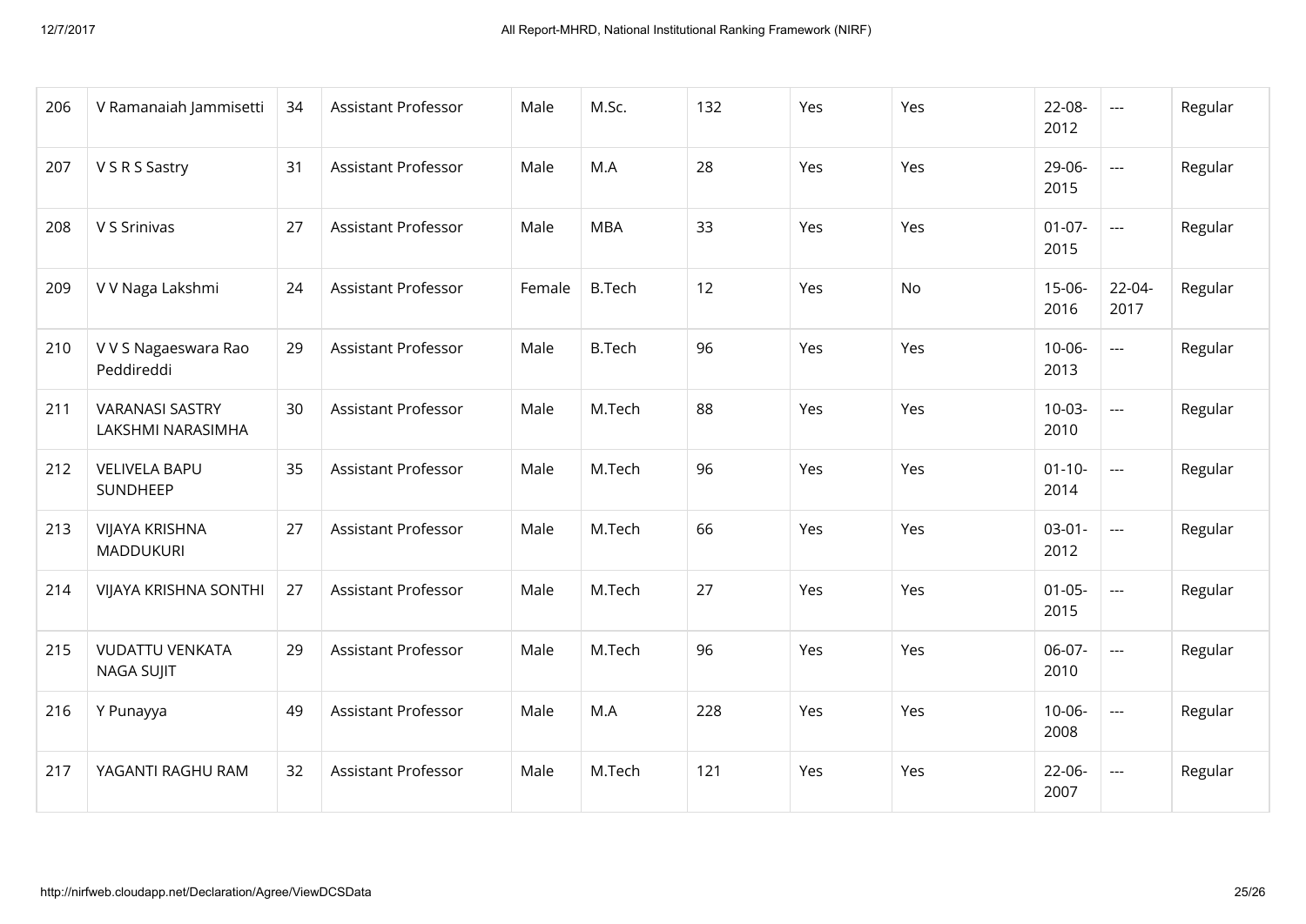| 206 | V Ramanaiah Jammisetti | 34 | Assistant Professor | Male | M.Sc. | 132 | Yes | Yes | 22-08-2012 | --- | Regular |
|---|---|---|---|---|---|---|---|---|---|---|---|
| 207 | V S R S Sastry | 31 | Assistant Professor | Male | M.A | 28 | Yes | Yes | 29-06-2015 | --- | Regular |
| 208 | V S Srinivas | 27 | Assistant Professor | Male | MBA | 33 | Yes | Yes | 01-07-2015 | --- | Regular |
| 209 | V V Naga Lakshmi | 24 | Assistant Professor | Female | B.Tech | 12 | Yes | No | 15-06-2016 | 22-04-2017 | Regular |
| 210 | V V S Nagaeswara Rao Peddireddi | 29 | Assistant Professor | Male | B.Tech | 96 | Yes | Yes | 10-06-2013 | --- | Regular |
| 211 | VARANASI SASTRY LAKSHMI NARASIMHA | 30 | Assistant Professor | Male | M.Tech | 88 | Yes | Yes | 10-03-2010 | --- | Regular |
| 212 | VELIVELA BAPU SUNDHEEP | 35 | Assistant Professor | Male | M.Tech | 96 | Yes | Yes | 01-10-2014 | --- | Regular |
| 213 | VIJAYA KRISHNA MADDUKURI | 27 | Assistant Professor | Male | M.Tech | 66 | Yes | Yes | 03-01-2012 | --- | Regular |
| 214 | VIJAYA KRISHNA SONTHI | 27 | Assistant Professor | Male | M.Tech | 27 | Yes | Yes | 01-05-2015 | --- | Regular |
| 215 | VUDATTU VENKATA NAGA SUJIT | 29 | Assistant Professor | Male | M.Tech | 96 | Yes | Yes | 06-07-2010 | --- | Regular |
| 216 | Y Punayya | 49 | Assistant Professor | Male | M.A | 228 | Yes | Yes | 10-06-2008 | --- | Regular |
| 217 | YAGANTI RAGHU RAM | 32 | Assistant Professor | Male | M.Tech | 121 | Yes | Yes | 22-06-2007 | --- | Regular |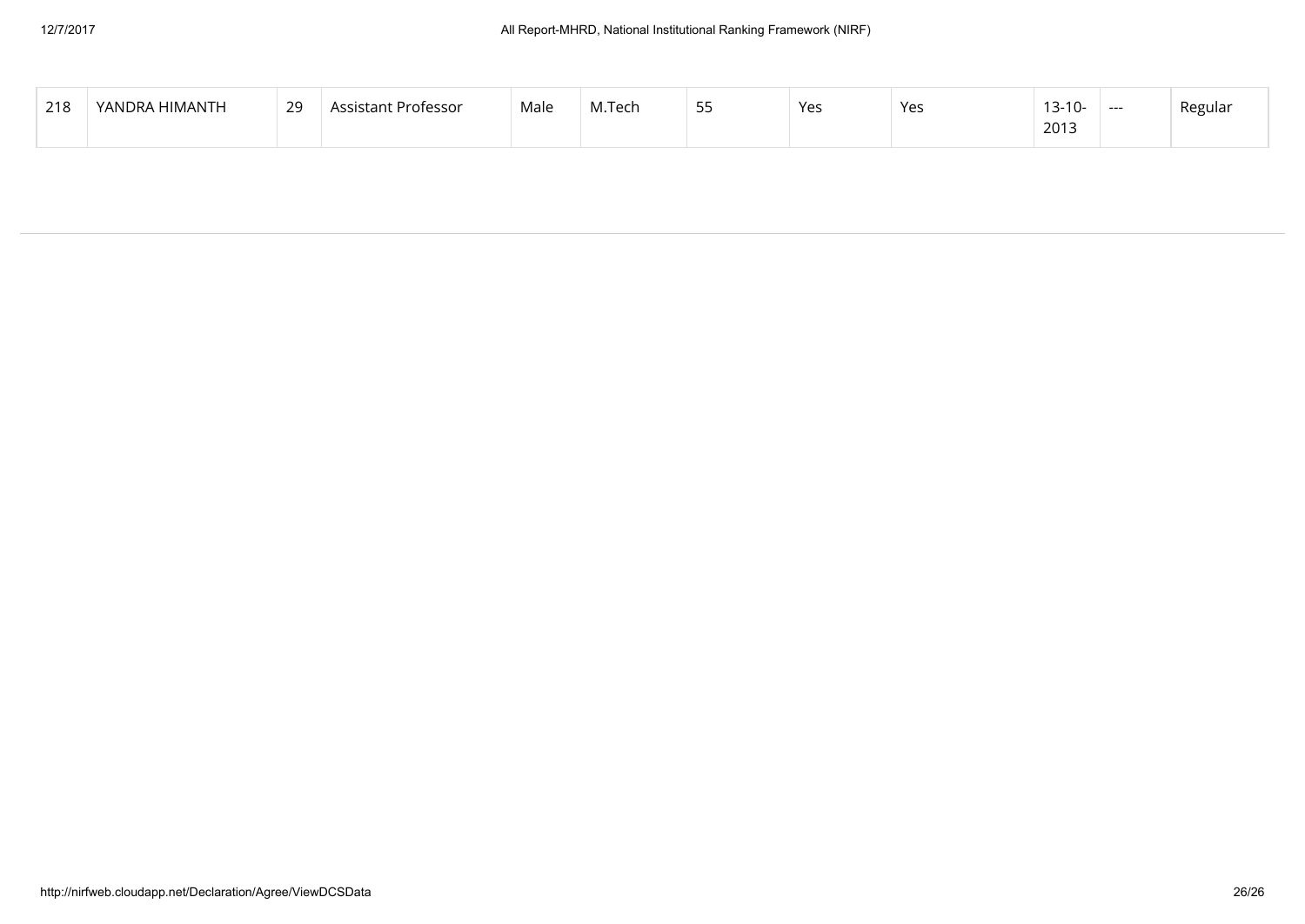| | | | | | | | | | | | |
|---|---|---|---|---|---|---|---|---|---|---|---|
| 218 | YANDRA HIMANTH | 29 | Assistant Professor | Male | M.Tech | 55 | Yes | Yes | 13-10-2013 | --- | Regular |